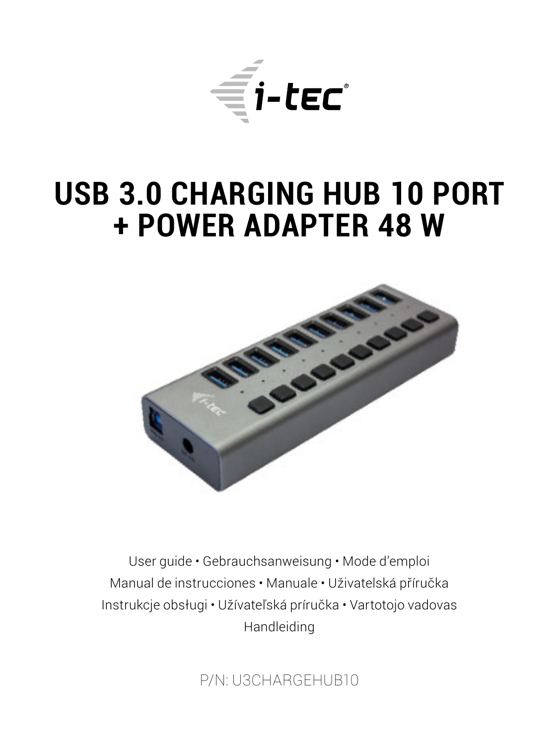# USB 3.0 CHARGING HUB 10 PORT + POWER ADAPTER 48 W

User guide • Gebrauchsanweisung • Mode d'emploi
Manual de instrucciones • Manuale • Uživatelská příručka
Instrukcje obsługi • Užívateľská príručka • Vartotojo vadovas
Handleiding

P/N: U3CHARGEHUB10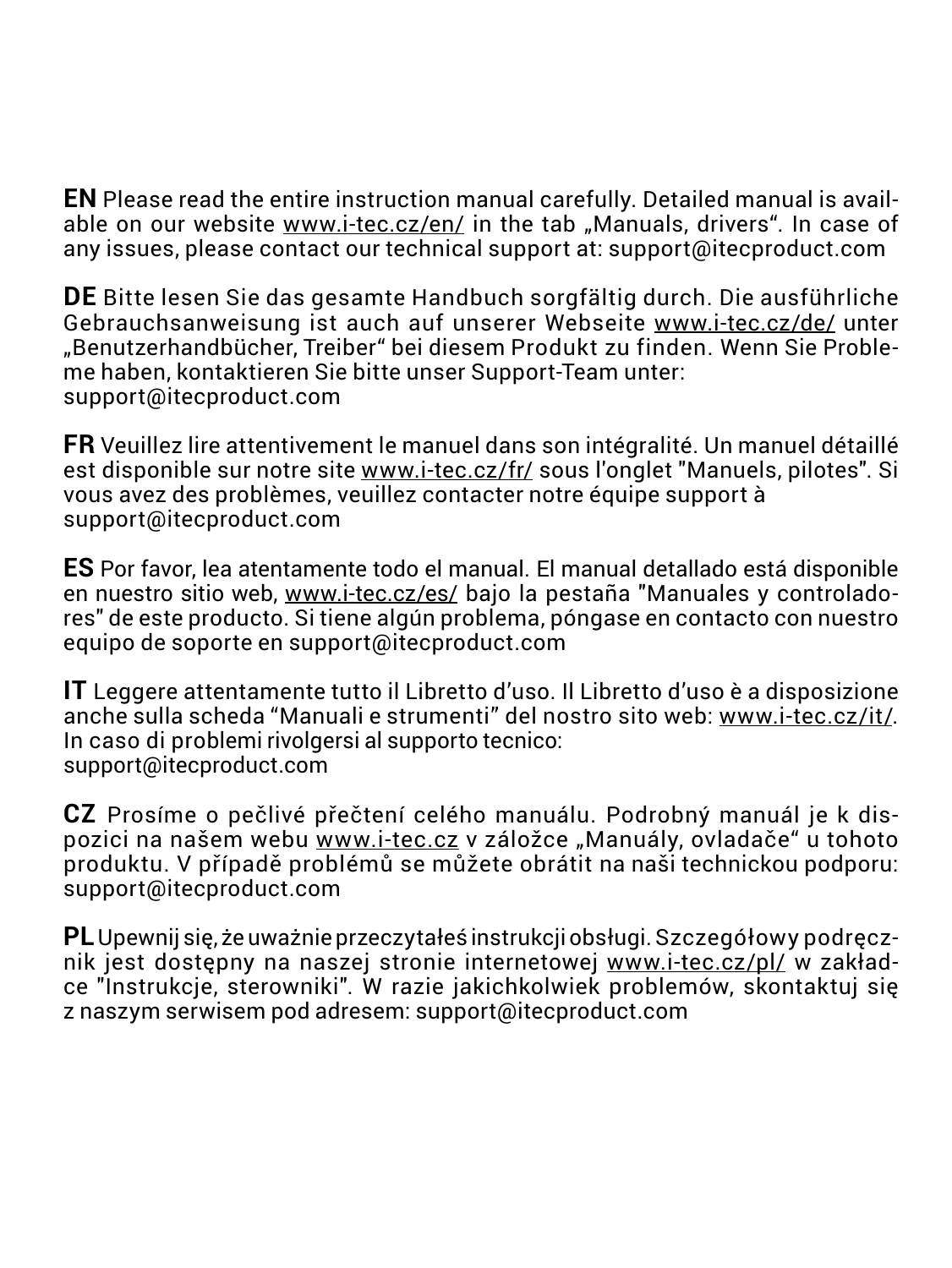**EN** Please read the entire instruction manual carefully. Detailed manual is available on our website www.i-tec.cz/en/ in the tab „Manuals, drivers". In case of any issues, please contact our technical support at: support@itecproduct.com

**DE** Bitte lesen Sie das gesamte Handbuch sorgfältig durch. Die ausführliche Gebrauchsanweisung ist auch auf unserer Webseite www.i-tec.cz/de/ unter „Benutzerhandbücher, Treiber" bei diesem Produkt zu finden. Wenn Sie Probleme haben, kontaktieren Sie bitte unser Support-Team unter:
support@itecproduct.com

**FR** Veuillez lire attentivement le manuel dans son intégralité. Un manuel détaillé est disponible sur notre site www.i-tec.cz/fr/ sous l'onglet "Manuels, pilotes". Si vous avez des problèmes, veuillez contacter notre équipe support à
support@itecproduct.com

**ES** Por favor, lea atentamente todo el manual. El manual detallado está disponible en nuestro sitio web, www.i-tec.cz/es/ bajo la pestaña "Manuales y controladores" de este producto. Si tiene algún problema, póngase en contacto con nuestro equipo de soporte en support@itecproduct.com

**IT** Leggere attentamente tutto il Libretto d'uso. Il Libretto d'uso è a disposizione anche sulla scheda "Manuali e strumenti" del nostro sito web: www.i-tec.cz/it/.
In caso di problemi rivolgersi al supporto tecnico:
support@itecproduct.com

**CZ** Prosíme o pečlivé přečtení celého manuálu. Podrobný manuál je k dispozici na našem webu www.i-tec.cz v záložce „Manuály, ovladače" u tohoto produktu. V případě problémů se můžete obrátit na naši technickou podporu:
support@itecproduct.com

**PL** Upewnij się, że uważnie przeczytałeś instrukcji obsługi. Szczegółowy podręcznik jest dostępny na naszej stronie internetowej www.i-tec.cz/pl/ w zakładce "Instrukcje, sterowniki". W razie jakichkolwiek problemów, skontaktuj się z naszym serwisem pod adresem: support@itecproduct.com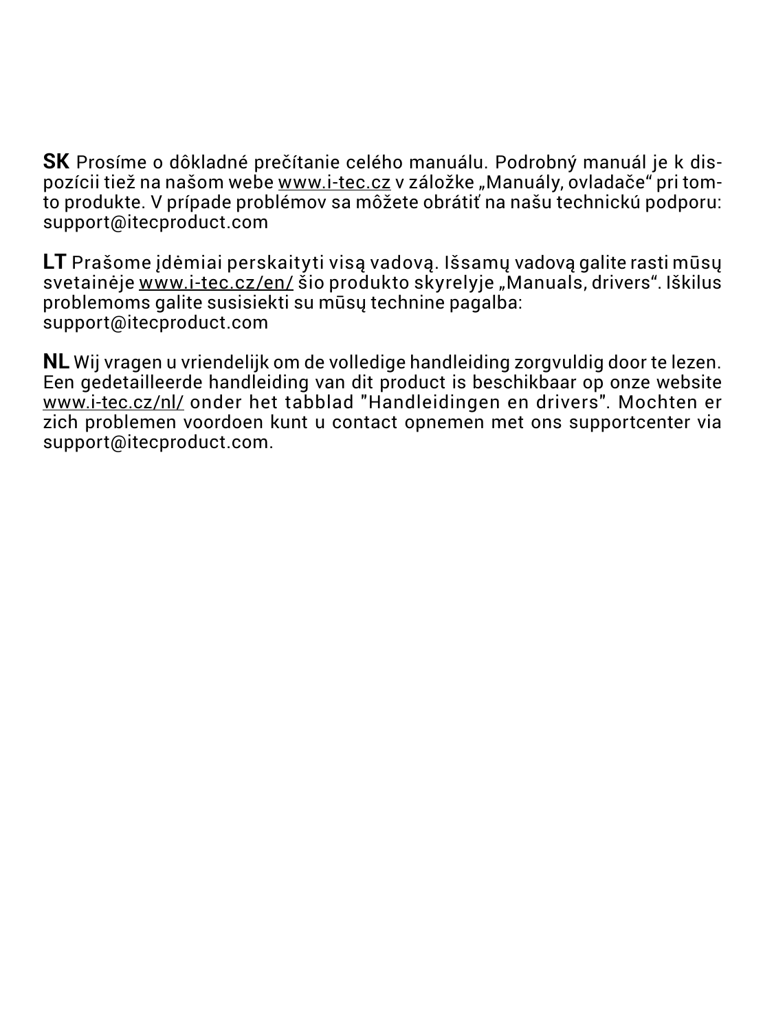**SK** Prosíme o dôkladné prečítanie celého manuálu. Podrobný manuál je k dispozícii tiež na našom webe www.i-tec.cz v záložke „Manuály, ovladače“ pri tomto produkte. V prípade problémov sa môžete obrátiť na našu technickú podporu: support@itecproduct.com

**LT** Prašome įdėmiai perskaityti visą vadovą. Išsamų vadovą galite rasti mūsų svetainėje www.i-tec.cz/en/ šio produkto skyrelyje „Manuals, drivers“. Iškilus problemoms galite susisiekti su mūsų technine pagalba: support@itecproduct.com

**NL** Wij vragen u vriendelijk om de volledige handleiding zorgvuldig door te lezen. Een gedetailleerde handleiding van dit product is beschikbaar op onze website www.i-tec.cz/nl/ onder het tabblad "Handleidingen en drivers". Mochten er zich problemen voordoen kunt u contact opnemen met ons supportcenter via support@itecproduct.com.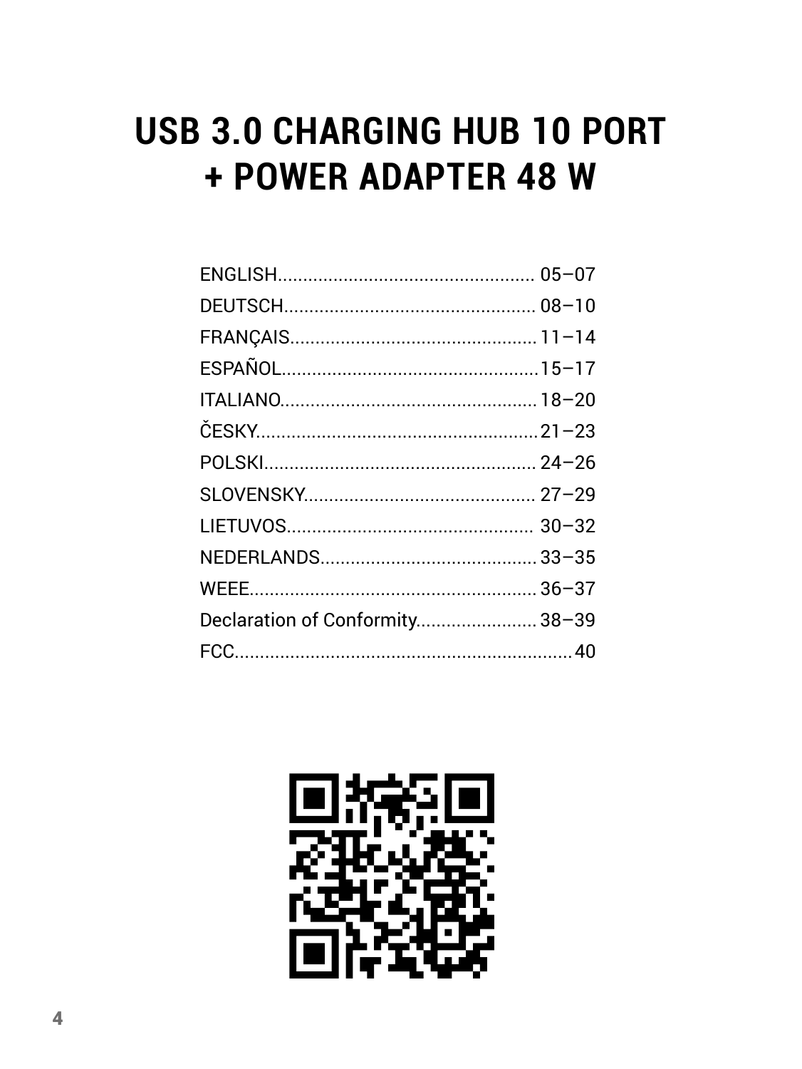# USB 3.0 CHARGING HUB 10 PORT + POWER ADAPTER 48 W

ENGLISH.................................................. 05–07
DEUTSCH................................................. 08–10
FRANÇAIS................................................ 11–14
ESPAÑOL.................................................. 15–17
ITALIANO.................................................. 18–20
ČESKY....................................................... 21–23
POLSKI...................................................... 24–26
SLOVENSKY............................................. 27–29
LIETUVOS................................................ 30–32
NEDERLANDS.......................................... 33–35
WEEE........................................................ 36–37
Declaration of Conformity....................... 38–39
FCC.................................................................. 40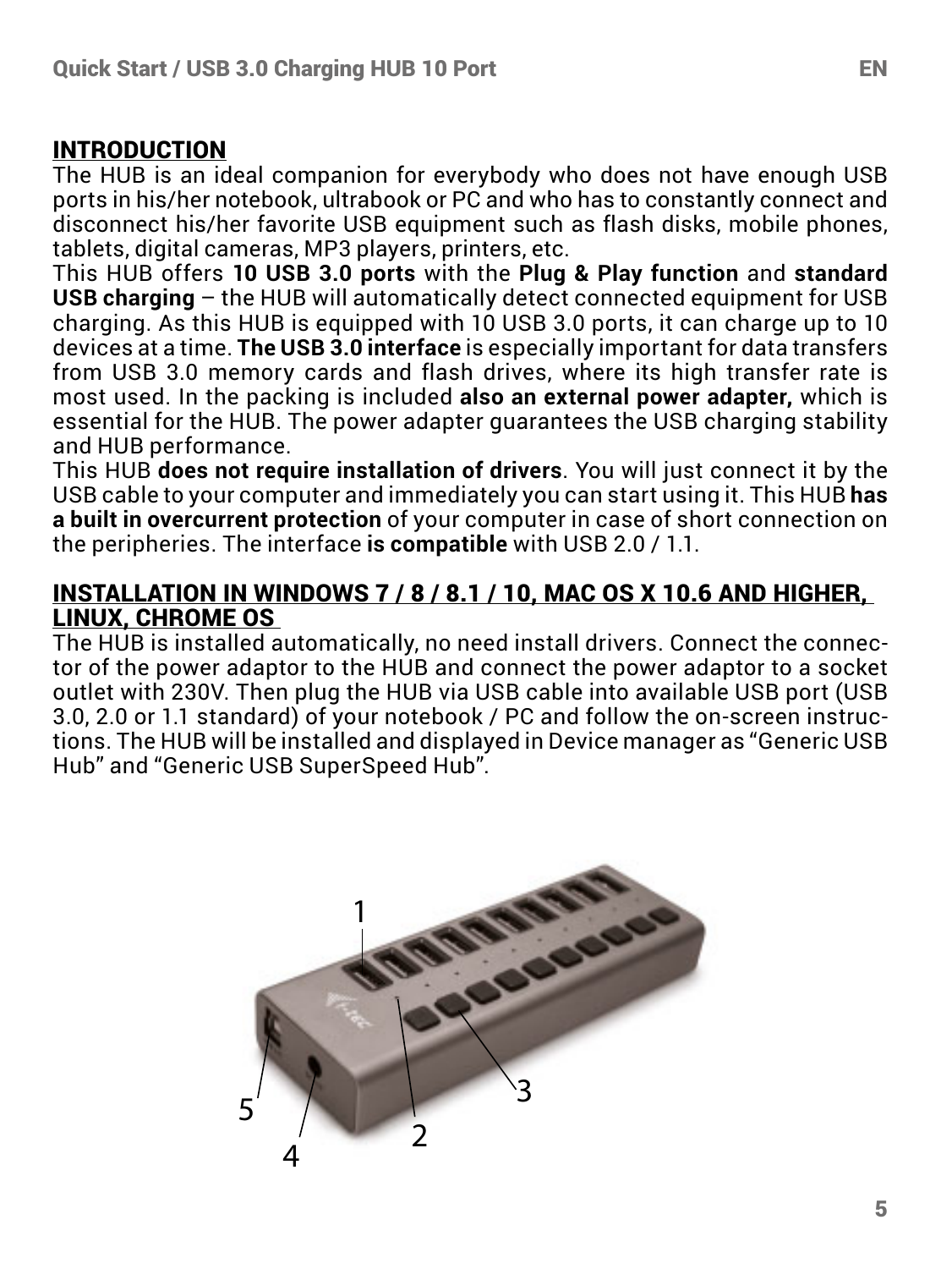## INTRODUCTION

The HUB is an ideal companion for everybody who does not have enough USB ports in his/her notebook, ultrabook or PC and who has to constantly connect and disconnect his/her favorite USB equipment such as flash disks, mobile phones, tablets, digital cameras, MP3 players, printers, etc.

This HUB offers **10 USB 3.0 ports** with the **Plug & Play function** and **standard USB charging** – the HUB will automatically detect connected equipment for USB charging. As this HUB is equipped with 10 USB 3.0 ports, it can charge up to 10 devices at a time. **The USB 3.0 interface** is especially important for data transfers from USB 3.0 memory cards and flash drives, where its high transfer rate is most used. In the packing is included **also an external power adapter,** which is essential for the HUB. The power adapter guarantees the USB charging stability and HUB performance.

This HUB **does not require installation of drivers**. You will just connect it by the USB cable to your computer and immediately you can start using it. This HUB **has a built in overcurrent protection** of your computer in case of short connection on the peripheries. The interface **is compatible** with USB 2.0 / 1.1.

## INSTALLATION IN WINDOWS 7 / 8 / 8.1 / 10, MAC OS X 10.6 AND HIGHER, LINUX, CHROME OS

The HUB is installed automatically, no need install drivers. Connect the connector of the power adaptor to the HUB and connect the power adaptor to a socket outlet with 230V. Then plug the HUB via USB cable into available USB port (USB 3.0, 2.0 or 1.1 standard) of your notebook / PC and follow the on-screen instructions. The HUB will be installed and displayed in Device manager as "Generic USB Hub" and "Generic USB SuperSpeed Hub".

1

5

4

2

3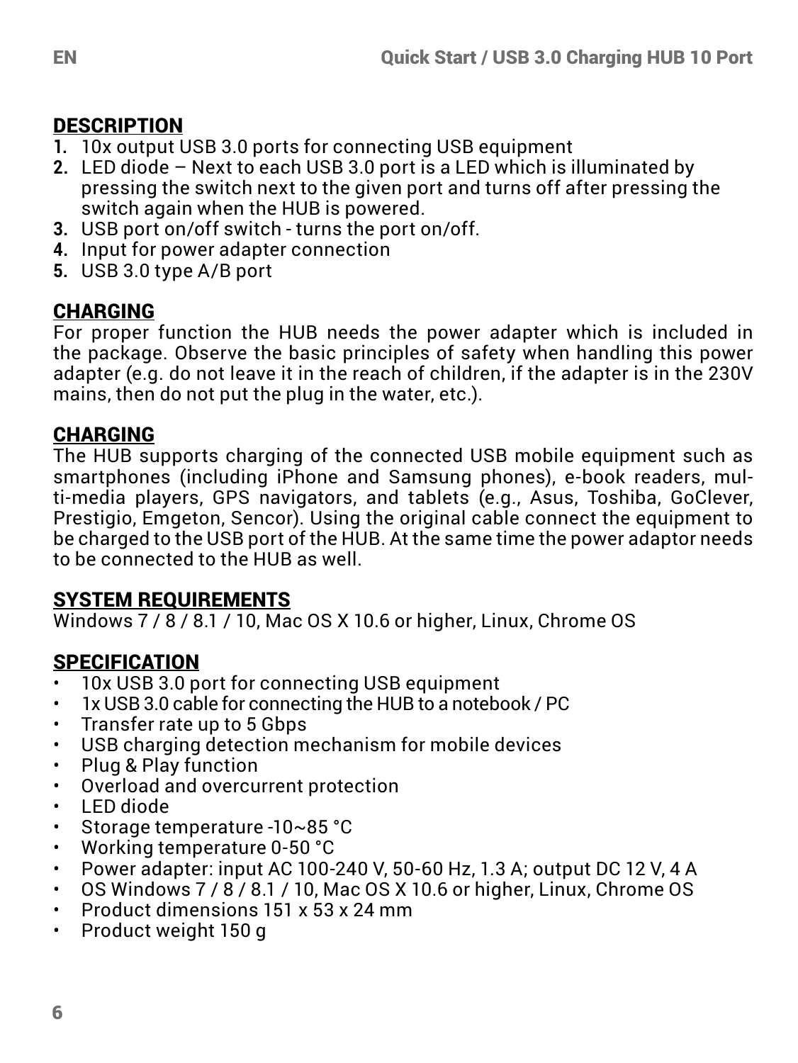## DESCRIPTION

1. 10x output USB 3.0 ports for connecting USB equipment
2. LED diode – Next to each USB 3.0 port is a LED which is illuminated by pressing the switch next to the given port and turns off after pressing the switch again when the HUB is powered.
3. USB port on/off switch - turns the port on/off.
4. Input for power adapter connection
5. USB 3.0 type A/B port

## CHARGING

For proper function the HUB needs the power adapter which is included in the package. Observe the basic principles of safety when handling this power adapter (e.g. do not leave it in the reach of children, if the adapter is in the 230V mains, then do not put the plug in the water, etc.).

## CHARGING

The HUB supports charging of the connected USB mobile equipment such as smartphones (including iPhone and Samsung phones), e-book readers, multi-media players, GPS navigators, and tablets (e.g., Asus, Toshiba, GoClever, Prestigio, Emgeton, Sencor). Using the original cable connect the equipment to be charged to the USB port of the HUB. At the same time the power adaptor needs to be connected to the HUB as well.

## SYSTEM REQUIREMENTS

Windows 7 / 8 / 8.1 / 10, Mac OS X 10.6 or higher, Linux, Chrome OS

## SPECIFICATION

- 10x USB 3.0 port for connecting USB equipment
- 1x USB 3.0 cable for connecting the HUB to a notebook / PC
- Transfer rate up to 5 Gbps
- USB charging detection mechanism for mobile devices
- Plug & Play function
- Overload and overcurrent protection
- LED diode
- Storage temperature -10~85 °C
- Working temperature 0-50 °C
- Power adapter: input AC 100-240 V, 50-60 Hz, 1.3 A; output DC 12 V, 4 A
- OS Windows 7 / 8 / 8.1 / 10, Mac OS X 10.6 or higher, Linux, Chrome OS
- Product dimensions 151 x 53 x 24 mm
- Product weight 150 g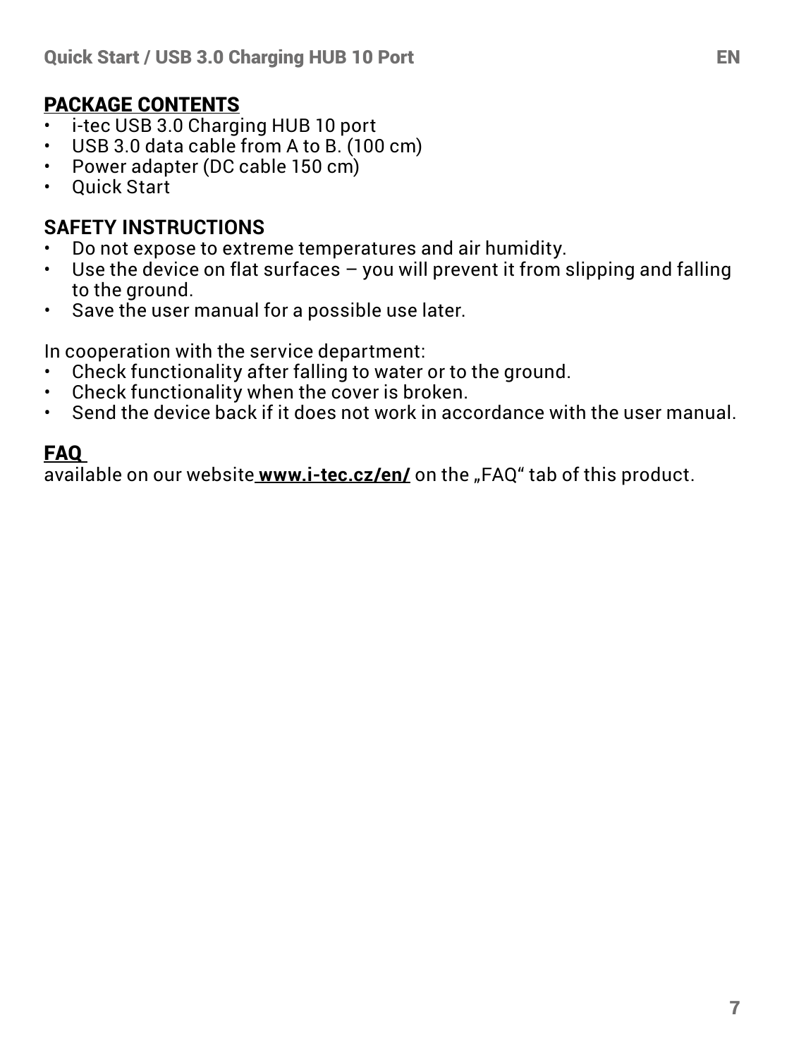## PACKAGE CONTENTS

- i-tec USB 3.0 Charging HUB 10 port
- USB 3.0 data cable from A to B. (100 cm)
- Power adapter (DC cable 150 cm)
- Quick Start

## SAFETY INSTRUCTIONS

- Do not expose to extreme temperatures and air humidity.
- Use the device on flat surfaces – you will prevent it from slipping and falling to the ground.
- Save the user manual for a possible use later.

In cooperation with the service department:

- Check functionality after falling to water or to the ground.
- Check functionality when the cover is broken.
- Send the device back if it does not work in accordance with the user manual.

## FAQ

available on our website **www.i-tec.cz/en/** on the „FAQ" tab of this product.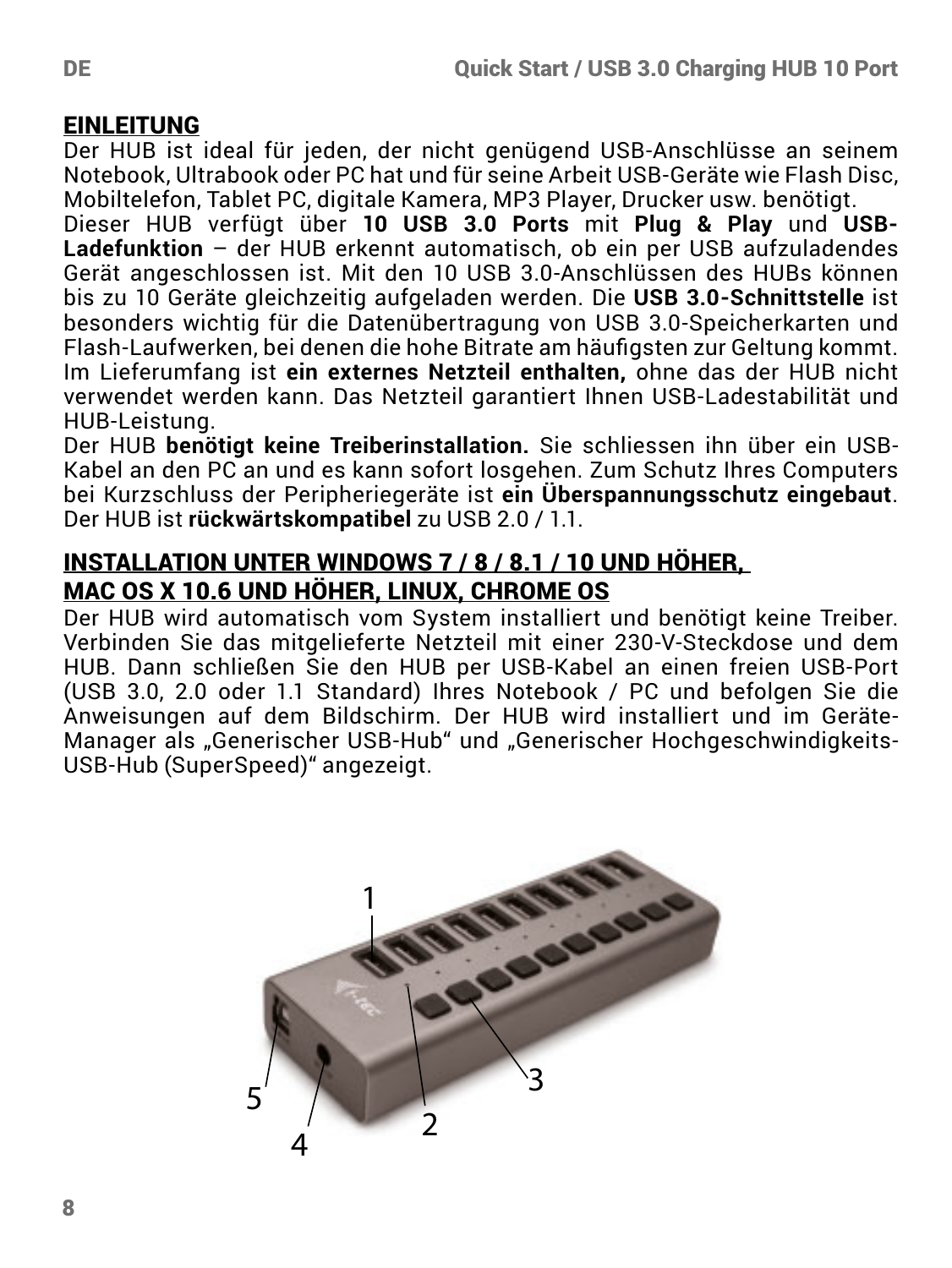## EINLEITUNG

Der HUB ist ideal für jeden, der nicht genügend USB-Anschlüsse an seinem Notebook, Ultrabook oder PC hat und für seine Arbeit USB-Geräte wie Flash Disc, Mobiltelefon, Tablet PC, digitale Kamera, MP3 Player, Drucker usw. benötigt.
Dieser HUB verfügt über **10 USB 3.0 Ports** mit **Plug & Play** und **USB-Ladefunktion** – der HUB erkennt automatisch, ob ein per USB aufzuladendes Gerät angeschlossen ist. Mit den 10 USB 3.0-Anschlüssen des HUBs können bis zu 10 Geräte gleichzeitig aufgeladen werden. Die **USB 3.0-Schnittstelle** ist besonders wichtig für die Datenübertragung von USB 3.0-Speicherkarten und Flash-Laufwerken, bei denen die hohe Bitrate am häufigsten zur Geltung kommt.
Im Lieferumfang ist **ein externes Netzteil enthalten,** ohne das der HUB nicht verwendet werden kann. Das Netzteil garantiert Ihnen USB-Ladestabilität und HUB-Leistung.
Der HUB **benötigt keine Treiberinstallation.** Sie schliessen ihn über ein USB-Kabel an den PC an und es kann sofort losgehen. Zum Schutz Ihres Computers bei Kurzschluss der Peripheriegeräte ist **ein Überspannungsschutz eingebaut**. Der HUB ist **rückwärtskompatibel** zu USB 2.0 / 1.1.

## INSTALLATION UNTER WINDOWS 7 / 8 / 8.1 / 10 UND HÖHER, MAC OS X 10.6 UND HÖHER, LINUX, CHROME OS

Der HUB wird automatisch vom System installiert und benötigt keine Treiber. Verbinden Sie das mitgelieferte Netzteil mit einer 230-V-Steckdose und dem HUB. Dann schließen Sie den HUB per USB-Kabel an einen freien USB-Port (USB 3.0, 2.0 oder 1.1 Standard) Ihres Notebook / PC und befolgen Sie die Anweisungen auf dem Bildschirm. Der HUB wird installiert und im Geräte-Manager als „Generischer USB-Hub" und „Generischer Hochgeschwindigkeits-USB-Hub (SuperSpeed)" angezeigt.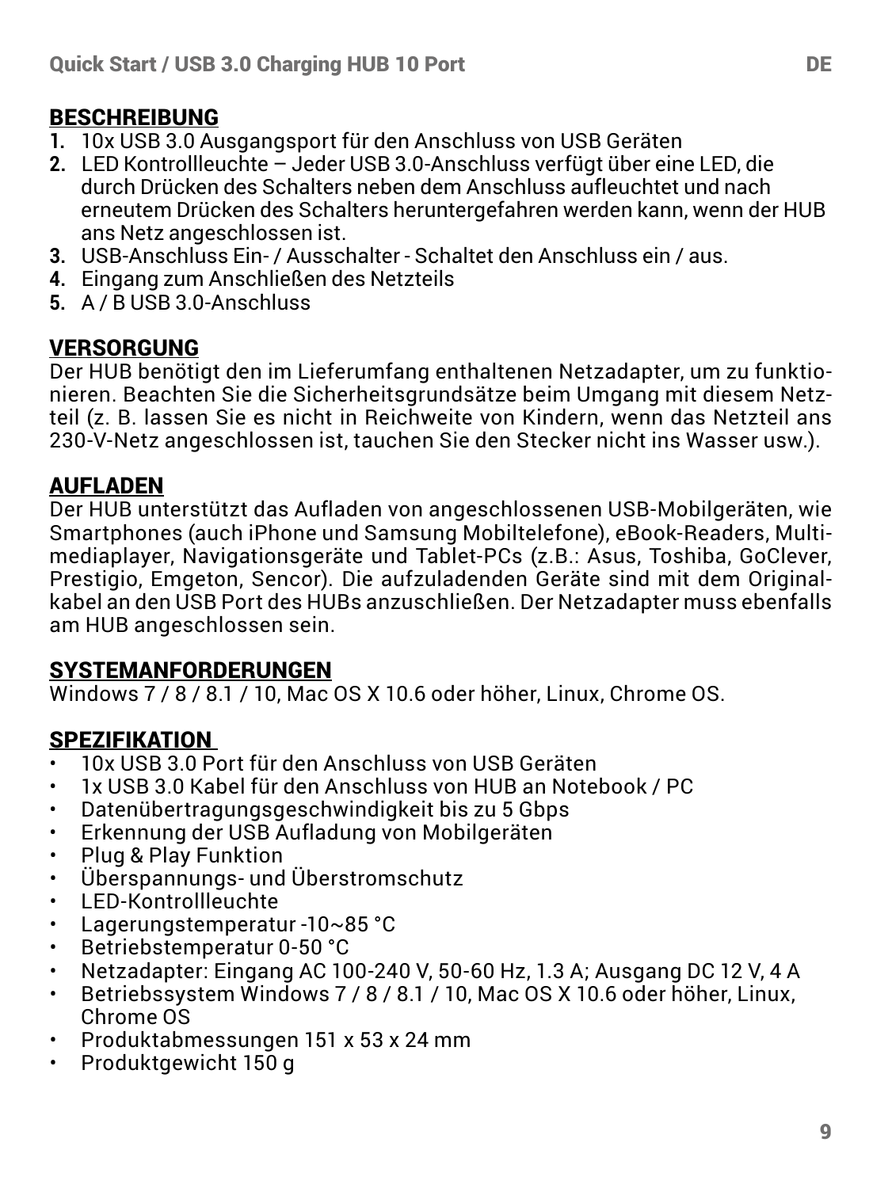## BESCHREIBUNG

1. 10x USB 3.0 Ausgangsport für den Anschluss von USB Geräten
2. LED Kontrollleuchte – Jeder USB 3.0-Anschluss verfügt über eine LED, die durch Drücken des Schalters neben dem Anschluss aufleuchtet und nach erneutem Drücken des Schalters heruntergefahren werden kann, wenn der HUB ans Netz angeschlossen ist.
3. USB-Anschluss Ein- / Ausschalter - Schaltet den Anschluss ein / aus.
4. Eingang zum Anschließen des Netzteils
5. A / B USB 3.0-Anschluss

## VERSORGUNG

Der HUB benötigt den im Lieferumfang enthaltenen Netzadapter, um zu funktionieren. Beachten Sie die Sicherheitsgrundsätze beim Umgang mit diesem Netzteil (z. B. lassen Sie es nicht in Reichweite von Kindern, wenn das Netzteil ans 230-V-Netz angeschlossen ist, tauchen Sie den Stecker nicht ins Wasser usw.).

## AUFLADEN

Der HUB unterstützt das Aufladen von angeschlossenen USB-Mobilgeräten, wie Smartphones (auch iPhone und Samsung Mobiltelefone), eBook-Readers, Multimediaplayer, Navigationsgeräte und Tablet-PCs (z.B.: Asus, Toshiba, GoClever, Prestigio, Emgeton, Sencor). Die aufzuladenden Geräte sind mit dem Originalkabel an den USB Port des HUBs anzuschließen. Der Netzadapter muss ebenfalls am HUB angeschlossen sein.

## SYSTEMANFORDERUNGEN

Windows 7 / 8 / 8.1 / 10, Mac OS X 10.6 oder höher, Linux, Chrome OS.

## SPEZIFIKATION

- 10x USB 3.0 Port für den Anschluss von USB Geräten
- 1x USB 3.0 Kabel für den Anschluss von HUB an Notebook / PC
- Datenübertragungsgeschwindigkeit bis zu 5 Gbps
- Erkennung der USB Aufladung von Mobilgeräten
- Plug & Play Funktion
- Überspannungs- und Überstromschutz
- LED-Kontrollleuchte
- Lagerungstemperatur -10~85 °C
- Betriebstemperatur 0-50 °C
- Netzadapter: Eingang AC 100-240 V, 50-60 Hz, 1.3 A; Ausgang DC 12 V, 4 A
- Betriebssystem Windows 7 / 8 / 8.1 / 10, Mac OS X 10.6 oder höher, Linux, Chrome OS
- Produktabmessungen 151 x 53 x 24 mm
- Produktgewicht 150 g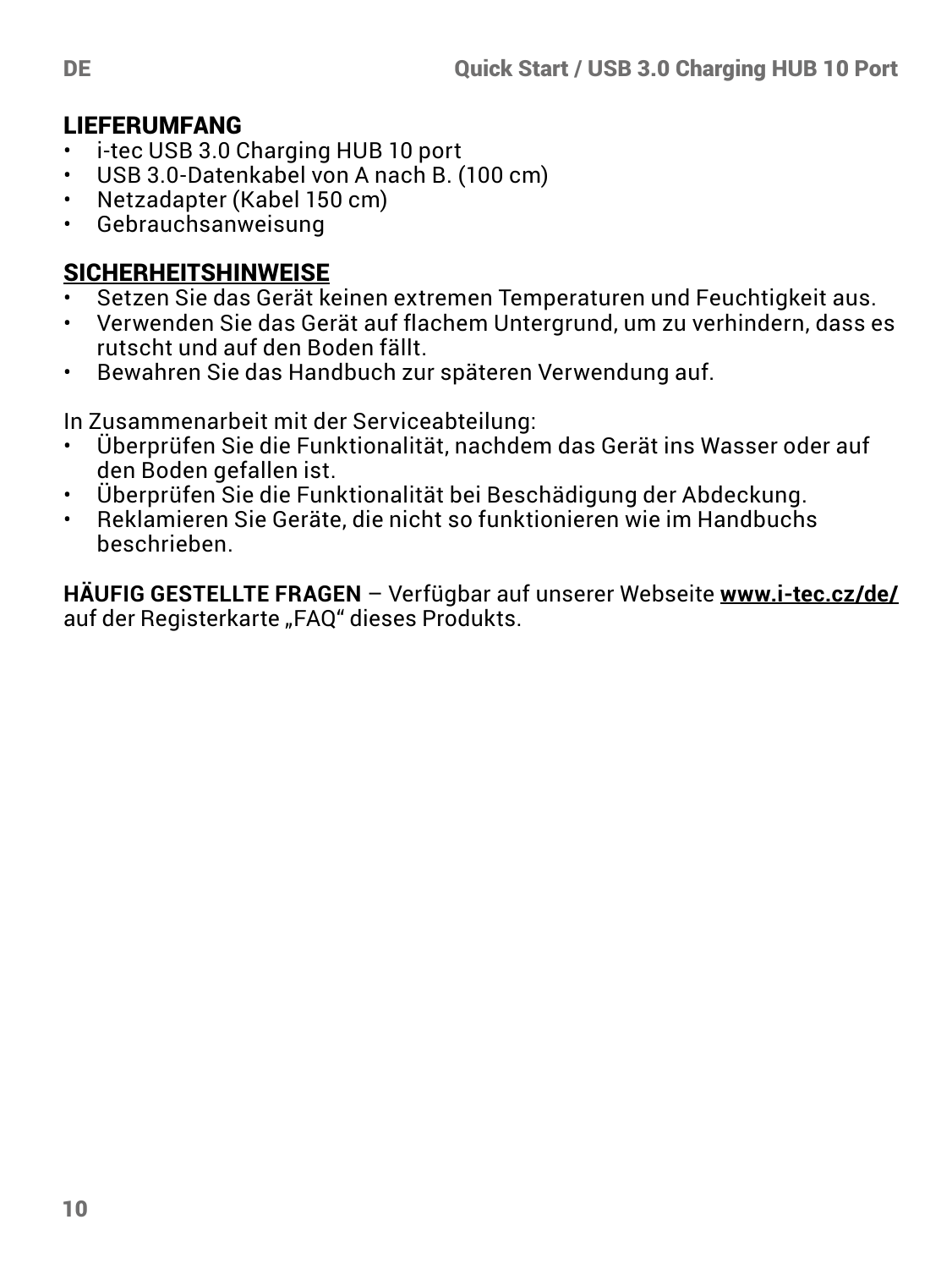## LIEFERUMFANG

- i-tec USB 3.0 Charging HUB 10 port
- USB 3.0-Datenkabel von A nach B. (100 cm)
- Netzadapter (Kabel 150 cm)
- Gebrauchsanweisung

## SICHERHEITSHINWEISE

- Setzen Sie das Gerät keinen extremen Temperaturen und Feuchtigkeit aus.
- Verwenden Sie das Gerät auf flachem Untergrund, um zu verhindern, dass es rutscht und auf den Boden fällt.
- Bewahren Sie das Handbuch zur späteren Verwendung auf.

In Zusammenarbeit mit der Serviceabteilung:

- Überprüfen Sie die Funktionalität, nachdem das Gerät ins Wasser oder auf den Boden gefallen ist.
- Überprüfen Sie die Funktionalität bei Beschädigung der Abdeckung.
- Reklamieren Sie Geräte, die nicht so funktionieren wie im Handbuchs beschrieben.

**HÄUFIG GESTELLTE FRAGEN** – Verfügbar auf unserer Webseite **www.i-tec.cz/de/** auf der Registerkarte „FAQ" dieses Produkts.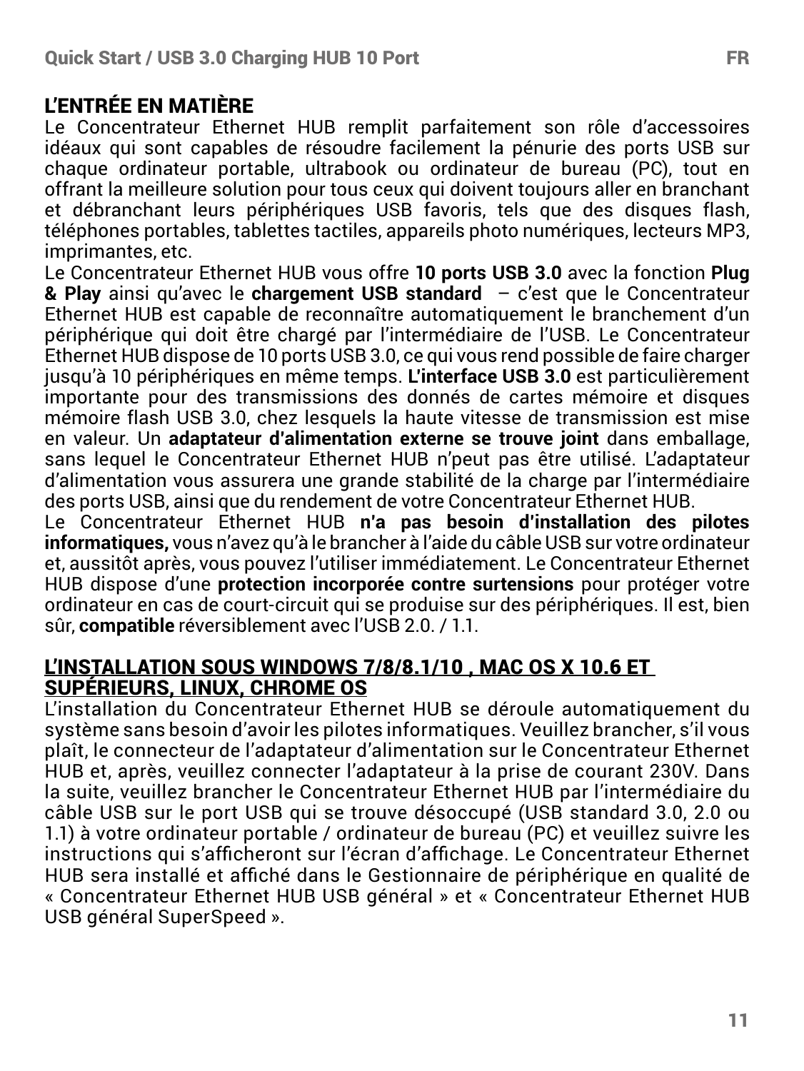## L'ENTRÉE EN MATIÈRE

Le Concentrateur Ethernet HUB remplit parfaitement son rôle d'accessoires idéaux qui sont capables de résoudre facilement la pénurie des ports USB sur chaque ordinateur portable, ultrabook ou ordinateur de bureau (PC), tout en offrant la meilleure solution pour tous ceux qui doivent toujours aller en branchant et débranchant leurs périphériques USB favoris, tels que des disques flash, téléphones portables, tablettes tactiles, appareils photo numériques, lecteurs MP3, imprimantes, etc.

Le Concentrateur Ethernet HUB vous offre **10 ports USB 3.0** avec la fonction **Plug & Play** ainsi qu'avec le **chargement USB standard** – c'est que le Concentrateur Ethernet HUB est capable de reconnaître automatiquement le branchement d'un périphérique qui doit être chargé par l'intermédiaire de l'USB. Le Concentrateur Ethernet HUB dispose de 10 ports USB 3.0, ce qui vous rend possible de faire charger jusqu'à 10 périphériques en même temps. **L'interface USB 3.0** est particulièrement importante pour des transmissions des donnés de cartes mémoire et disques mémoire flash USB 3.0, chez lesquels la haute vitesse de transmission est mise en valeur. Un **adaptateur d'alimentation externe se trouve joint** dans emballage, sans lequel le Concentrateur Ethernet HUB n'peut pas être utilisé. L'adaptateur d'alimentation vous assurera une grande stabilité de la charge par l'intermédiaire des ports USB, ainsi que du rendement de votre Concentrateur Ethernet HUB.

Le Concentrateur Ethernet HUB **n'a pas besoin d'installation des pilotes informatiques,** vous n'avez qu'à le brancher à l'aide du câble USB sur votre ordinateur et, aussitôt après, vous pouvez l'utiliser immédiatement. Le Concentrateur Ethernet HUB dispose d'une **protection incorporée contre surtensions** pour protéger votre ordinateur en cas de court-circuit qui se produise sur des périphériques. Il est, bien sûr, **compatible** réversiblement avec l'USB 2.0. / 1.1.

## L'INSTALLATION SOUS WINDOWS 7/8/8.1/10 , MAC OS X 10.6 ET SUPÉRIEURS, LINUX, CHROME OS

L'installation du Concentrateur Ethernet HUB se déroule automatiquement du système sans besoin d'avoir les pilotes informatiques. Veuillez brancher, s'il vous plaît, le connecteur de l'adaptateur d'alimentation sur le Concentrateur Ethernet HUB et, après, veuillez connecter l'adaptateur à la prise de courant 230V. Dans la suite, veuillez brancher le Concentrateur Ethernet HUB par l'intermédiaire du câble USB sur le port USB qui se trouve désoccupé (USB standard 3.0, 2.0 ou 1.1) à votre ordinateur portable / ordinateur de bureau (PC) et veuillez suivre les instructions qui s'afficheront sur l'écran d'affichage. Le Concentrateur Ethernet HUB sera installé et affiché dans le Gestionnaire de périphérique en qualité de « Concentrateur Ethernet HUB USB général » et « Concentrateur Ethernet HUB USB général SuperSpeed ».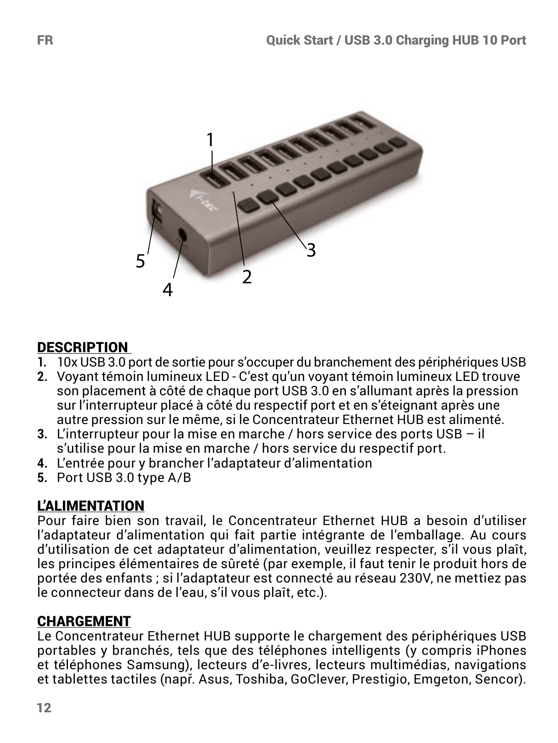## DESCRIPTION

1. 10x USB 3.0 port de sortie pour s'occuper du branchement des périphériques USB
2. Voyant témoin lumineux LED - C'est qu'un voyant témoin lumineux LED trouve son placement à côté de chaque port USB 3.0 en s'allumant après la pression sur l'interrupteur placé à côté du respectif port et en s'éteignant après une autre pression sur le même, si le Concentrateur Ethernet HUB est alimenté.
3. L'interrupteur pour la mise en marche / hors service des ports USB – il s'utilise pour la mise en marche / hors service du respectif port.
4. L'entrée pour y brancher l'adaptateur d'alimentation
5. Port USB 3.0 type A/B

## L'ALIMENTATION

Pour faire bien son travail, le Concentrateur Ethernet HUB a besoin d'utiliser l'adaptateur d'alimentation qui fait partie intégrante de l'emballage. Au cours d'utilisation de cet adaptateur d'alimentation, veuillez respecter, s'il vous plaît, les principes élémentaires de sûreté (par exemple, il faut tenir le produit hors de portée des enfants ; si l'adaptateur est connecté au réseau 230V, ne mettiez pas le connecteur dans de l'eau, s'il vous plaît, etc.).

## CHARGEMENT

Le Concentrateur Ethernet HUB supporte le chargement des périphériques USB portables y branchés, tels que des téléphones intelligents (y compris iPhones et téléphones Samsung), lecteurs d'e-livres, lecteurs multimédias, navigations et tablettes tactiles (např. Asus, Toshiba, GoClever, Prestigio, Emgeton, Sencor).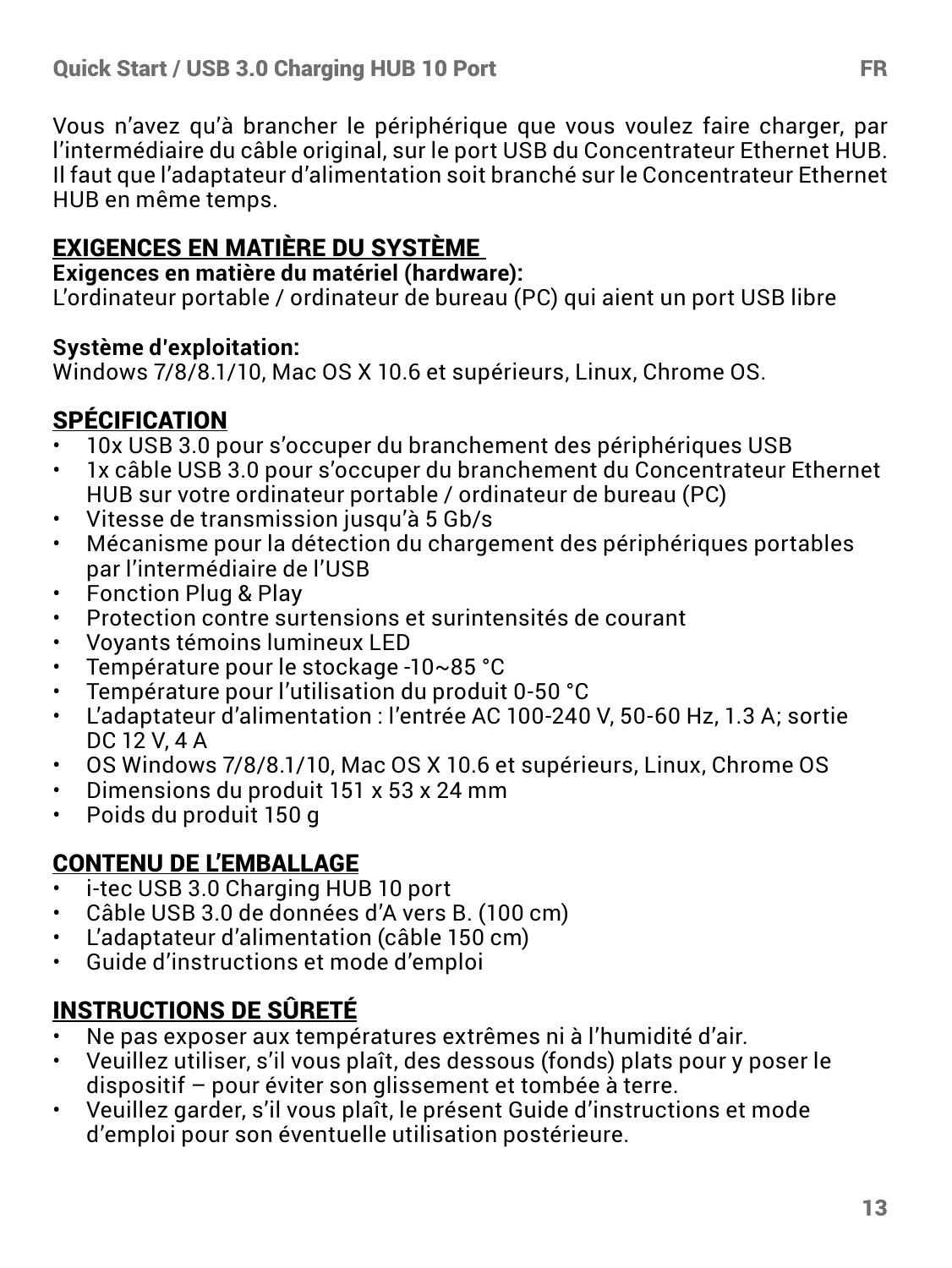Vous n'avez qu'à brancher le périphérique que vous voulez faire charger, par l'intermédiaire du câble original, sur le port USB du Concentrateur Ethernet HUB. Il faut que l'adaptateur d'alimentation soit branché sur le Concentrateur Ethernet HUB en même temps.

## EXIGENCES EN MATIÈRE DU SYSTÈME

**Exigences en matière du matériel (hardware):**
L'ordinateur portable / ordinateur de bureau (PC) qui aient un port USB libre

**Système d'exploitation:**
Windows 7/8/8.1/10, Mac OS X 10.6 et supérieurs, Linux, Chrome OS.

## SPÉCIFICATION

- 10x USB 3.0 pour s'occuper du branchement des périphériques USB
- 1x câble USB 3.0 pour s'occuper du branchement du Concentrateur Ethernet HUB sur votre ordinateur portable / ordinateur de bureau (PC)
- Vitesse de transmission jusqu'à 5 Gb/s
- Mécanisme pour la détection du chargement des périphériques portables par l'intermédiaire de l'USB
- Fonction Plug & Play
- Protection contre surtensions et surintensités de courant
- Voyants témoins lumineux LED
- Température pour le stockage -10~85 °C
- Température pour l'utilisation du produit 0-50 °C
- L'adaptateur d'alimentation : l'entrée AC 100-240 V, 50-60 Hz, 1.3 A; sortie DC 12 V, 4 A
- OS Windows 7/8/8.1/10, Mac OS X 10.6 et supérieurs, Linux, Chrome OS
- Dimensions du produit 151 x 53 x 24 mm
- Poids du produit 150 g

## CONTENU DE L'EMBALLAGE

- i-tec USB 3.0 Charging HUB 10 port
- Câble USB 3.0 de données d'A vers B. (100 cm)
- L'adaptateur d'alimentation (câble 150 cm)
- Guide d'instructions et mode d'emploi

## INSTRUCTIONS DE SÛRETÉ

- Ne pas exposer aux températures extrêmes ni à l'humidité d'air.
- Veuillez utiliser, s'il vous plaît, des dessous (fonds) plats pour y poser le dispositif – pour éviter son glissement et tombée à terre.
- Veuillez garder, s'il vous plaît, le présent Guide d'instructions et mode d'emploi pour son éventuelle utilisation postérieure.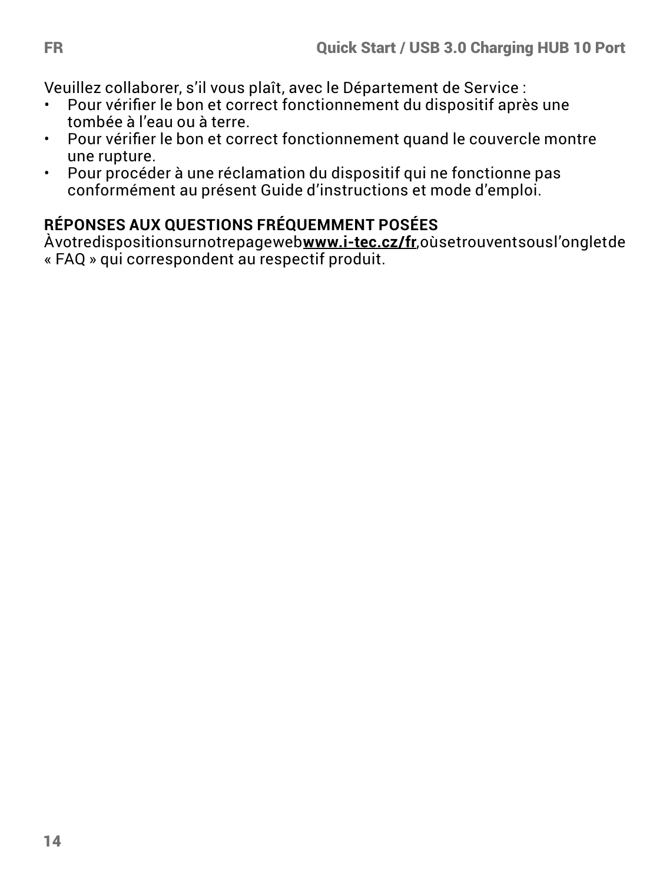Veuillez collaborer, s'il vous plaît, avec le Département de Service :

- Pour vérifier le bon et correct fonctionnement du dispositif après une tombée à l'eau ou à terre.
- Pour vérifier le bon et correct fonctionnement quand le couvercle montre une rupture.
- Pour procéder à une réclamation du dispositif qui ne fonctionne pas conformément au présent Guide d'instructions et mode d'emploi.

**RÉPONSES AUX QUESTIONS FRÉQUEMMENT POSÉES**

À votre disposition sur notre page web **www.i-tec.cz/fr**, où se trouvent sous l'onglet de « FAQ » qui correspondent au respectif produit.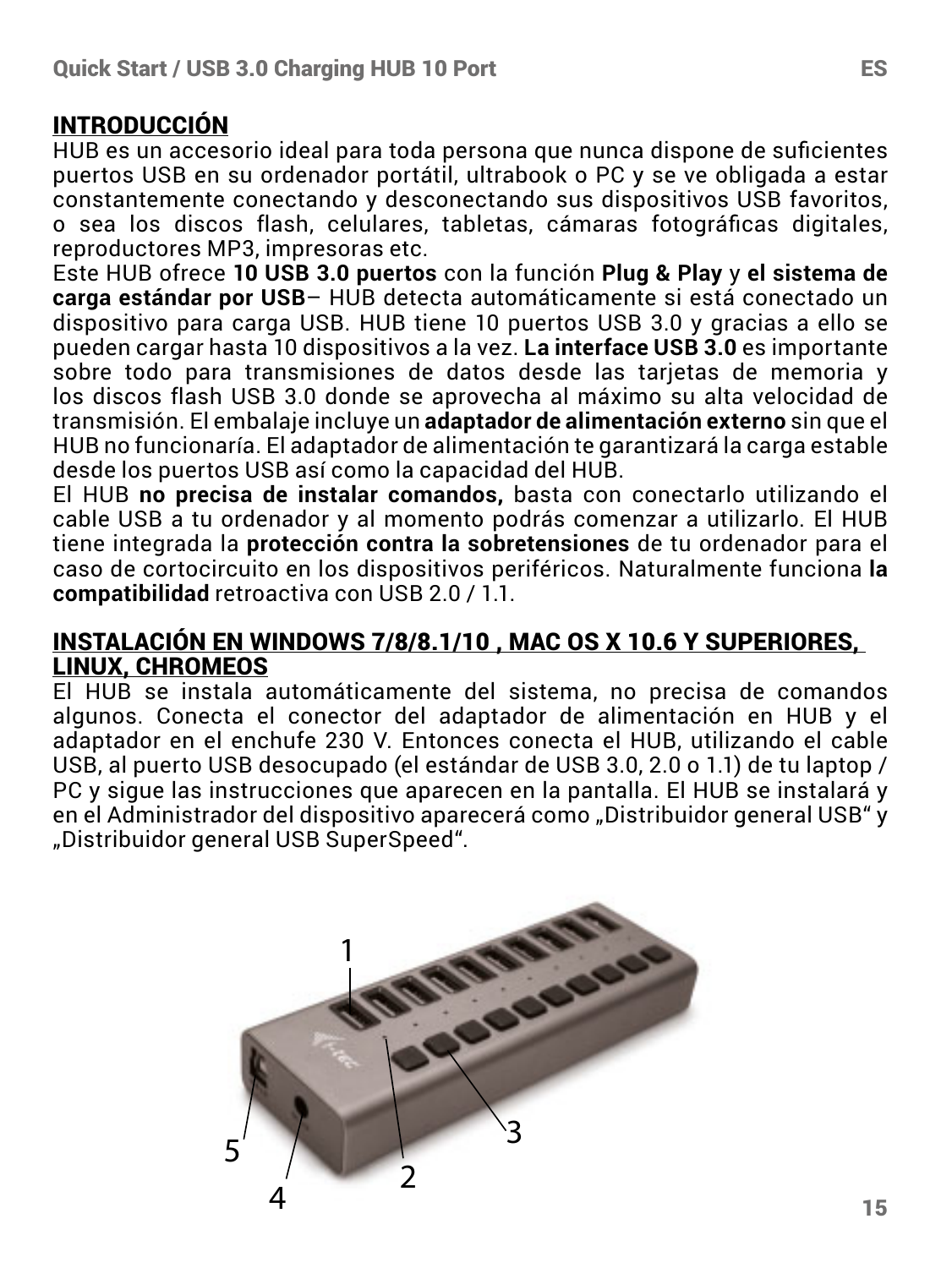## INTRODUCCIÓN

HUB es un accesorio ideal para toda persona que nunca dispone de suficientes puertos USB en su ordenador portátil, ultrabook o PC y se ve obligada a estar constantemente conectando y desconectando sus dispositivos USB favoritos, o sea los discos flash, celulares, tabletas, cámaras fotográficas digitales, reproductores MP3, impresoras etc.

Este HUB ofrece **10 USB 3.0 puertos** con la función **Plug & Play** y **el sistema de carga estándar por USB**– HUB detecta automáticamente si está conectado un dispositivo para carga USB. HUB tiene 10 puertos USB 3.0 y gracias a ello se pueden cargar hasta 10 dispositivos a la vez. **La interface USB 3.0** es importante sobre todo para transmisiones de datos desde las tarjetas de memoria y los discos flash USB 3.0 donde se aprovecha al máximo su alta velocidad de transmisión. El embalaje incluye un **adaptador de alimentación externo** sin que el HUB no funcionaría. El adaptador de alimentación te garantizará la carga estable desde los puertos USB así como la capacidad del HUB.

El HUB **no precisa de instalar comandos,** basta con conectarlo utilizando el cable USB a tu ordenador y al momento podrás comenzar a utilizarlo. El HUB tiene integrada la **protección contra la sobretensiones** de tu ordenador para el caso de cortocircuito en los dispositivos periféricos. Naturalmente funciona **la compatibilidad** retroactiva con USB 2.0 / 1.1.

## INSTALACIÓN EN WINDOWS 7/8/8.1/10 , MAC OS X 10.6 Y SUPERIORES, LINUX, CHROMEOS

El HUB se instala automáticamente del sistema, no precisa de comandos algunos. Conecta el conector del adaptador de alimentación en HUB y el adaptador en el enchufe 230 V. Entonces conecta el HUB, utilizando el cable USB, al puerto USB desocupado (el estándar de USB 3.0, 2.0 o 1.1) de tu laptop / PC y sigue las instrucciones que aparecen en la pantalla. El HUB se instalará y en el Administrador del dispositivo aparecerá como „Distribuidor general USB“ y „Distribuidor general USB SuperSpeed“.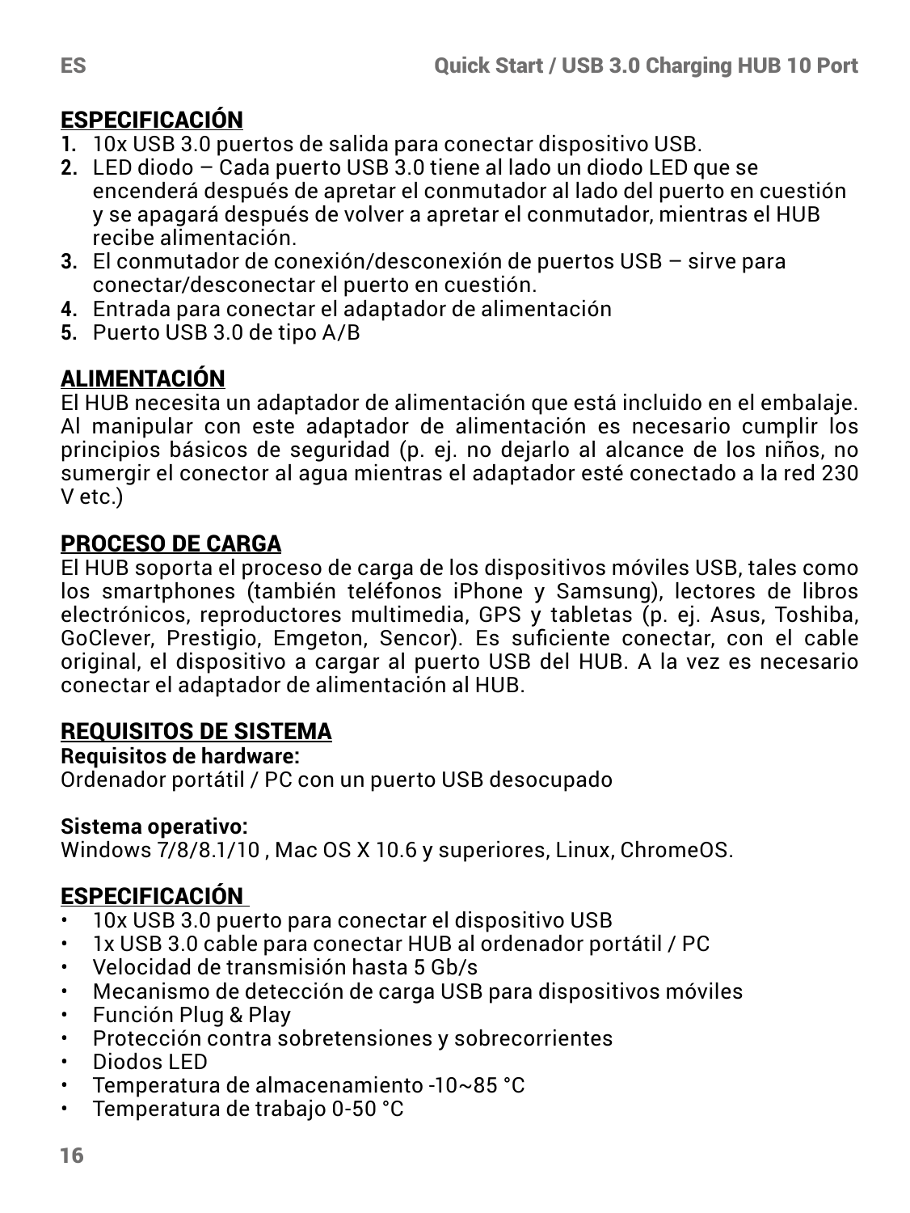## ESPECIFICACIÓN

1. 10x USB 3.0 puertos de salida para conectar dispositivo USB.
2. LED diodo – Cada puerto USB 3.0 tiene al lado un diodo LED que se encenderá después de apretar el conmutador al lado del puerto en cuestión y se apagará después de volver a apretar el conmutador, mientras el HUB recibe alimentación.
3. El conmutador de conexión/desconexión de puertos USB – sirve para conectar/desconectar el puerto en cuestión.
4. Entrada para conectar el adaptador de alimentación
5. Puerto USB 3.0 de tipo A/B

## ALIMENTACIÓN

El HUB necesita un adaptador de alimentación que está incluido en el embalaje. Al manipular con este adaptador de alimentación es necesario cumplir los principios básicos de seguridad (p. ej. no dejarlo al alcance de los niños, no sumergir el conector al agua mientras el adaptador esté conectado a la red 230 V etc.)

## PROCESO DE CARGA

El HUB soporta el proceso de carga de los dispositivos móviles USB, tales como los smartphones (también teléfonos iPhone y Samsung), lectores de libros electrónicos, reproductores multimedia, GPS y tabletas (p. ej. Asus, Toshiba, GoClever, Prestigio, Emgeton, Sencor). Es suficiente conectar, con el cable original, el dispositivo a cargar al puerto USB del HUB. A la vez es necesario conectar el adaptador de alimentación al HUB.

## REQUISITOS DE SISTEMA

**Requisitos de hardware:**
Ordenador portátil / PC con un puerto USB desocupado

**Sistema operativo:**
Windows 7/8/8.1/10 , Mac OS X 10.6 y superiores, Linux, ChromeOS.

## ESPECIFICACIÓN

- 10x USB 3.0 puerto para conectar el dispositivo USB
- 1x USB 3.0 cable para conectar HUB al ordenador portátil / PC
- Velocidad de transmisión hasta 5 Gb/s
- Mecanismo de detección de carga USB para dispositivos móviles
- Función Plug & Play
- Protección contra sobretensiones y sobrecorrientes
- Diodos LED
- Temperatura de almacenamiento -10~85 °C
- Temperatura de trabajo 0-50 °C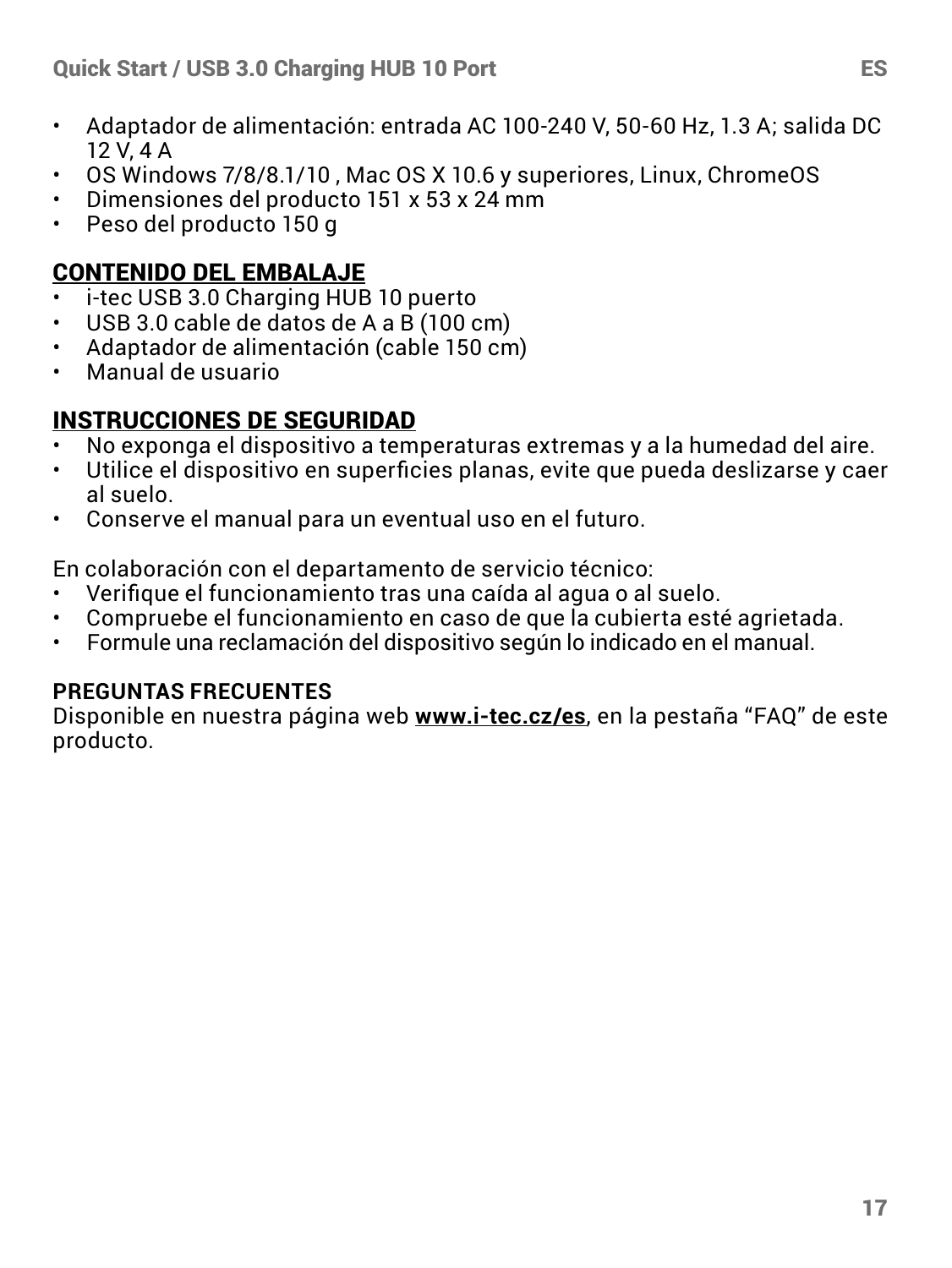- Adaptador de alimentación: entrada AC 100-240 V, 50-60 Hz, 1.3 A; salida DC 12 V, 4 A
- OS Windows 7/8/8.1/10 , Mac OS X 10.6 y superiores, Linux, ChromeOS
- Dimensiones del producto 151 x 53 x 24 mm
- Peso del producto 150 g

## CONTENIDO DEL EMBALAJE

- i-tec USB 3.0 Charging HUB 10 puerto
- USB 3.0 cable de datos de A a B (100 cm)
- Adaptador de alimentación (cable 150 cm)
- Manual de usuario

## INSTRUCCIONES DE SEGURIDAD

- No exponga el dispositivo a temperaturas extremas y a la humedad del aire.
- Utilice el dispositivo en superficies planas, evite que pueda deslizarse y caer al suelo.
- Conserve el manual para un eventual uso en el futuro.

En colaboración con el departamento de servicio técnico:

- Verifique el funcionamiento tras una caída al agua o al suelo.
- Compruebe el funcionamiento en caso de que la cubierta esté agrietada.
- Formule una reclamación del dispositivo según lo indicado en el manual.

**PREGUNTAS FRECUENTES**

Disponible en nuestra página web **www.i-tec.cz/es**, en la pestaña “FAQ” de este producto.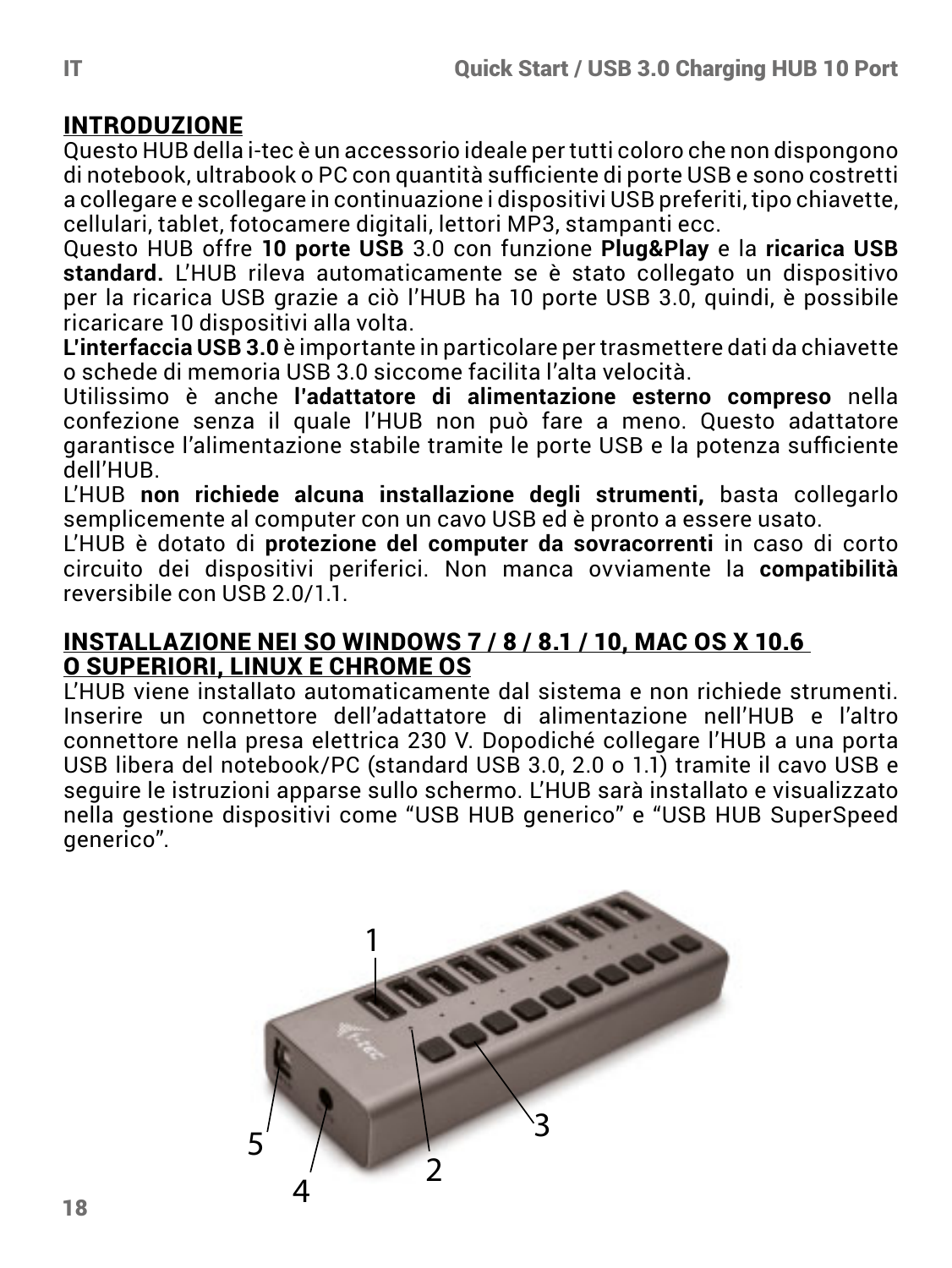## INTRODUZIONE

Questo HUB della i-tec è un accessorio ideale per tutti coloro che non dispongono di notebook, ultrabook o PC con quantità sufficiente di porte USB e sono costretti a collegare e scollegare in continuazione i dispositivi USB preferiti, tipo chiavette, cellulari, tablet, fotocamere digitali, lettori MP3, stampanti ecc.

Questo HUB offre **10 porte USB** 3.0 con funzione **Plug&Play** e la **ricarica USB standard.** L'HUB rileva automaticamente se è stato collegato un dispositivo per la ricarica USB grazie a ciò l'HUB ha 10 porte USB 3.0, quindi, è possibile ricaricare 10 dispositivi alla volta.

**L'interfaccia USB 3.0** è importante in particolare per trasmettere dati da chiavette o schede di memoria USB 3.0 siccome facilita l'alta velocità.

Utilissimo è anche **l'adattatore di alimentazione esterno compreso** nella confezione senza il quale l'HUB non può fare a meno. Questo adattatore garantisce l'alimentazione stabile tramite le porte USB e la potenza sufficiente dell'HUB.

L'HUB **non richiede alcuna installazione degli strumenti,** basta collegarlo semplicemente al computer con un cavo USB ed è pronto a essere usato.

L'HUB è dotato di **protezione del computer da sovracorrenti** in caso di corto circuito dei dispositivi periferici. Non manca ovviamente la **compatibilità** reversibile con USB 2.0/1.1.

## INSTALLAZIONE NEI SO WINDOWS 7 / 8 / 8.1 / 10, MAC OS X 10.6 O SUPERIORI, LINUX E CHROME OS

L'HUB viene installato automaticamente dal sistema e non richiede strumenti. Inserire un connettore dell'adattatore di alimentazione nell'HUB e l'altro connettore nella presa elettrica 230 V. Dopodiché collegare l'HUB a una porta USB libera del notebook/PC (standard USB 3.0, 2.0 o 1.1) tramite il cavo USB e seguire le istruzioni apparse sullo schermo. L'HUB sarà installato e visualizzato nella gestione dispositivi come "USB HUB generico" e "USB HUB SuperSpeed generico".

1 2 3 4 5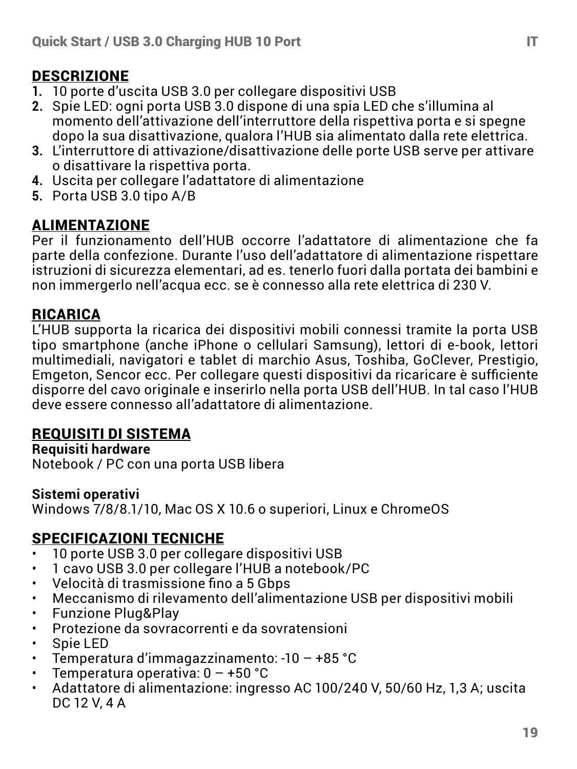## DESCRIZIONE

1. 10 porte d'uscita USB 3.0 per collegare dispositivi USB
2. Spie LED: ogni porta USB 3.0 dispone di una spia LED che s'illumina al momento dell'attivazione dell'interruttore della rispettiva porta e si spegne dopo la sua disattivazione, qualora l'HUB sia alimentato dalla rete elettrica.
3. L'interruttore di attivazione/disattivazione delle porte USB serve per attivare o disattivare la rispettiva porta.
4. Uscita per collegare l'adattatore di alimentazione
5. Porta USB 3.0 tipo A/B

## ALIMENTAZIONE

Per il funzionamento dell'HUB occorre l'adattatore di alimentazione che fa parte della confezione. Durante l'uso dell'adattatore di alimentazione rispettare istruzioni di sicurezza elementari, ad es. tenerlo fuori dalla portata dei bambini e non immergerlo nell'acqua ecc. se è connesso alla rete elettrica di 230 V.

## RICARICA

L'HUB supporta la ricarica dei dispositivi mobili connessi tramite la porta USB tipo smartphone (anche iPhone o cellulari Samsung), lettori di e-book, lettori multimediali, navigatori e tablet di marchio Asus, Toshiba, GoClever, Prestigio, Emgeton, Sencor ecc. Per collegare questi dispositivi da ricaricare è sufficiente disporre del cavo originale e inserirlo nella porta USB dell'HUB. In tal caso l'HUB deve essere connesso all'adattatore di alimentazione.

## REQUISITI DI SISTEMA

**Requisiti hardware**
Notebook / PC con una porta USB libera

**Sistemi operativi**
Windows 7/8/8.1/10, Mac OS X 10.6 o superiori, Linux e ChromeOS

## SPECIFICAZIONI TECNICHE

- 10 porte USB 3.0 per collegare dispositivi USB
- 1 cavo USB 3.0 per collegare l'HUB a notebook/PC
- Velocità di trasmissione fino a 5 Gbps
- Meccanismo di rilevamento dell'alimentazione USB per dispositivi mobili
- Funzione Plug&Play
- Protezione da sovracorrenti e da sovratensioni
- Spie LED
- Temperatura d'immagazzinamento: -10 – +85 °C
- Temperatura operativa: 0 – +50 °C
- Adattatore di alimentazione: ingresso AC 100/240 V, 50/60 Hz, 1,3 A; uscita DC 12 V, 4 A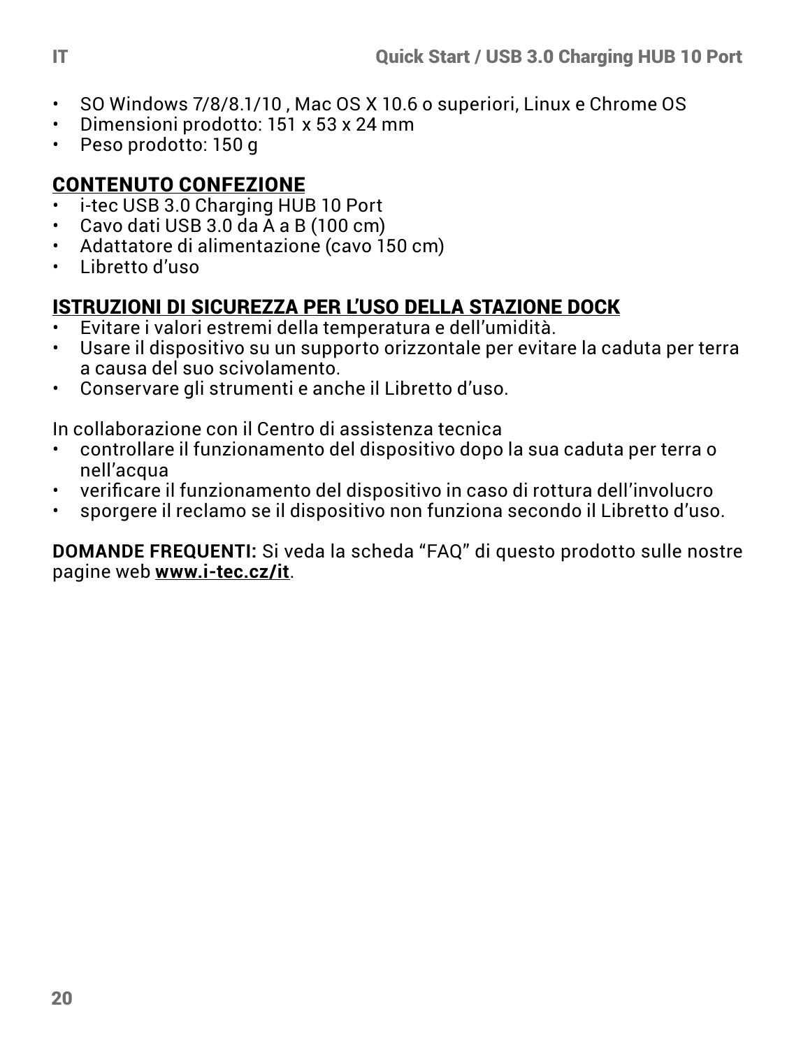- SO Windows 7/8/8.1/10 , Mac OS X 10.6 o superiori, Linux e Chrome OS
- Dimensioni prodotto: 151 x 53 x 24 mm
- Peso prodotto: 150 g

## CONTENUTO CONFEZIONE

- i-tec USB 3.0 Charging HUB 10 Port
- Cavo dati USB 3.0 da A a B (100 cm)
- Adattatore di alimentazione (cavo 150 cm)
- Libretto d'uso

## ISTRUZIONI DI SICUREZZA PER L'USO DELLA STAZIONE DOCK

- Evitare i valori estremi della temperatura e dell'umidità.
- Usare il dispositivo su un supporto orizzontale per evitare la caduta per terra a causa del suo scivolamento.
- Conservare gli strumenti e anche il Libretto d'uso.

In collaborazione con il Centro di assistenza tecnica

- controllare il funzionamento del dispositivo dopo la sua caduta per terra o nell'acqua
- verificare il funzionamento del dispositivo in caso di rottura dell'involucro
- sporgere il reclamo se il dispositivo non funziona secondo il Libretto d'uso.

**DOMANDE FREQUENTI:** Si veda la scheda "FAQ" di questo prodotto sulle nostre pagine web **www.i-tec.cz/it**.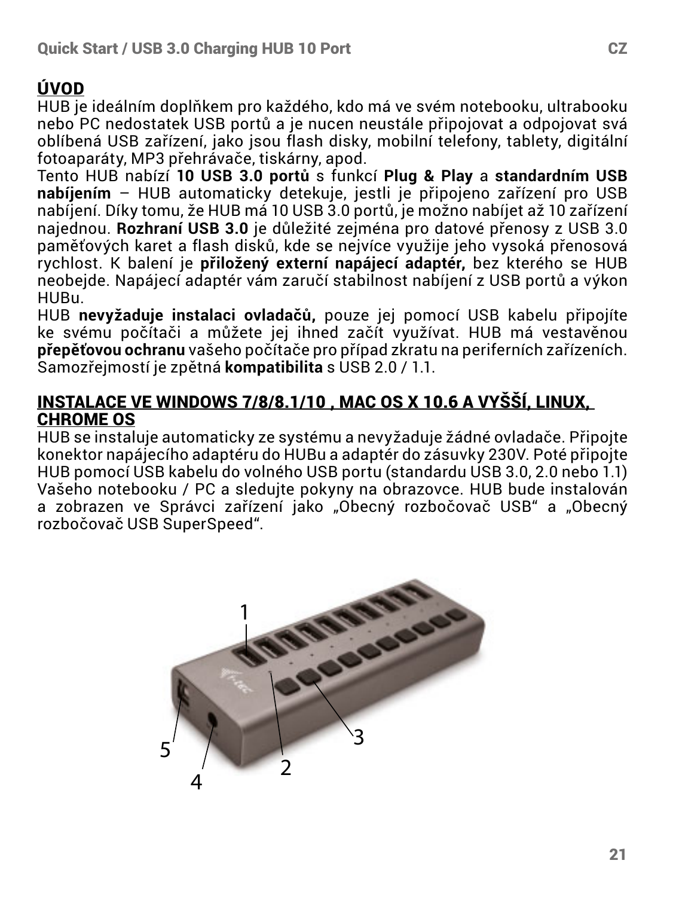## ÚVOD

HUB je ideálním doplňkem pro každého, kdo má ve svém notebooku, ultrabooku nebo PC nedostatek USB portů a je nucen neustále připojovat a odpojovat svá oblíbená USB zařízení, jako jsou flash disky, mobilní telefony, tablety, digitální fotoaparáty, MP3 přehrávače, tiskárny, apod.

Tento HUB nabízí **10 USB 3.0 portů** s funkcí **Plug & Play** a **standardním USB nabíjením** – HUB automaticky detekuje, jestli je připojeno zařízení pro USB nabíjení. Díky tomu, že HUB má 10 USB 3.0 portů, je možno nabíjet až 10 zařízení najednou. **Rozhraní USB 3.0** je důležité zejména pro datové přenosy z USB 3.0 paměťových karet a flash disků, kde se nejvíce využije jeho vysoká přenosová rychlost. K balení je **přiložený externí napájecí adaptér,** bez kterého se HUB neobejde. Napájecí adaptér vám zaručí stabilnost nabíjení z USB portů a výkon HUBu.

HUB **nevyžaduje instalaci ovladačů,** pouze jej pomocí USB kabelu připojíte ke svému počítači a můžete jej ihned začít využívat. HUB má vestavěnou **přepěťovou ochranu** vašeho počítače pro případ zkratu na periferních zařízeních. Samozřejmostí je zpětná **kompatibilita** s USB 2.0 / 1.1.

## INSTALACE VE WINDOWS 7/8/8.1/10 , MAC OS X 10.6 A VYŠŠÍ, LINUX, CHROME OS

HUB se instaluje automaticky ze systému a nevyžaduje žádné ovladače. Připojte konektor napájecího adaptéru do HUBu a adaptér do zásuvky 230V. Poté připojte HUB pomocí USB kabelu do volného USB portu (standardu USB 3.0, 2.0 nebo 1.1) Vašeho notebooku / PC a sledujte pokyny na obrazovce. HUB bude instalován a zobrazen ve Správci zařízení jako „Obecný rozbočovač USB“ a „Obecný rozbočovač USB SuperSpeed“.

1
2
3
4
5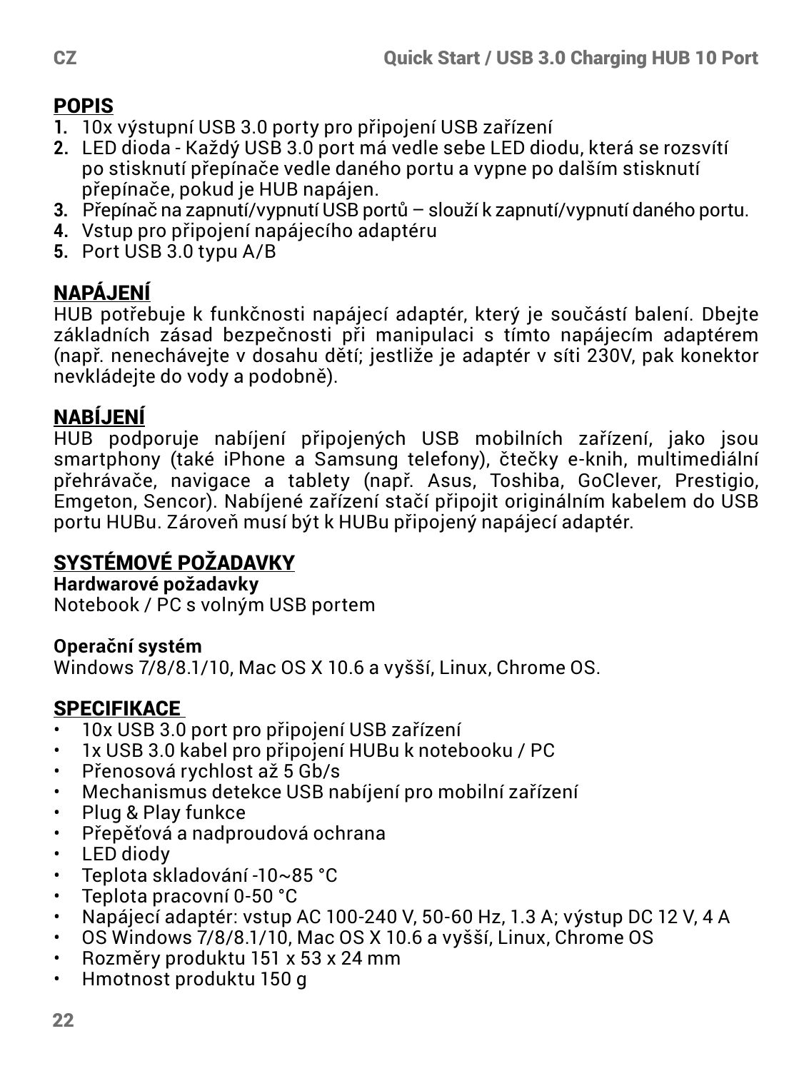## POPIS

1. 10x výstupní USB 3.0 porty pro připojení USB zařízení
2. LED dioda - Každý USB 3.0 port má vedle sebe LED diodu, která se rozsvítí po stisknutí přepínače vedle daného portu a vypne po dalším stisknutí přepínače, pokud je HUB napájen.
3. Přepínač na zapnutí/vypnutí USB portů – slouží k zapnutí/vypnutí daného portu.
4. Vstup pro připojení napájecího adaptéru
5. Port USB 3.0 typu A/B

## NAPÁJENÍ

HUB potřebuje k funkčnosti napájecí adaptér, který je součástí balení. Dbejte základních zásad bezpečnosti při manipulaci s tímto napájecím adaptérem (např. nenechávejte v dosahu dětí; jestliže je adaptér v síti 230V, pak konektor nevkládejte do vody a podobně).

## NABÍJENÍ

HUB podporuje nabíjení připojených USB mobilních zařízení, jako jsou smartphony (také iPhone a Samsung telefony), čtečky e-knih, multimediální přehrávače, navigace a tablety (např. Asus, Toshiba, GoClever, Prestigio, Emgeton, Sencor). Nabíjené zařízení stačí připojit originálním kabelem do USB portu HUBu. Zároveň musí být k HUBu připojený napájecí adaptér.

## SYSTÉMOVÉ POŽADAVKY

**Hardwarové požadavky**
Notebook / PC s volným USB portem

**Operační systém**
Windows 7/8/8.1/10, Mac OS X 10.6 a vyšší, Linux, Chrome OS.

## SPECIFIKACE

- 10x USB 3.0 port pro připojení USB zařízení
- 1x USB 3.0 kabel pro připojení HUBu k notebooku / PC
- Přenosová rychlost až 5 Gb/s
- Mechanismus detekce USB nabíjení pro mobilní zařízení
- Plug & Play funkce
- Přepěťová a nadproudová ochrana
- LED diody
- Teplota skladování -10~85 °C
- Teplota pracovní 0-50 °C
- Napájecí adaptér: vstup AC 100-240 V, 50-60 Hz, 1.3 A; výstup DC 12 V, 4 A
- OS Windows 7/8/8.1/10, Mac OS X 10.6 a vyšší, Linux, Chrome OS
- Rozměry produktu 151 x 53 x 24 mm
- Hmotnost produktu 150 g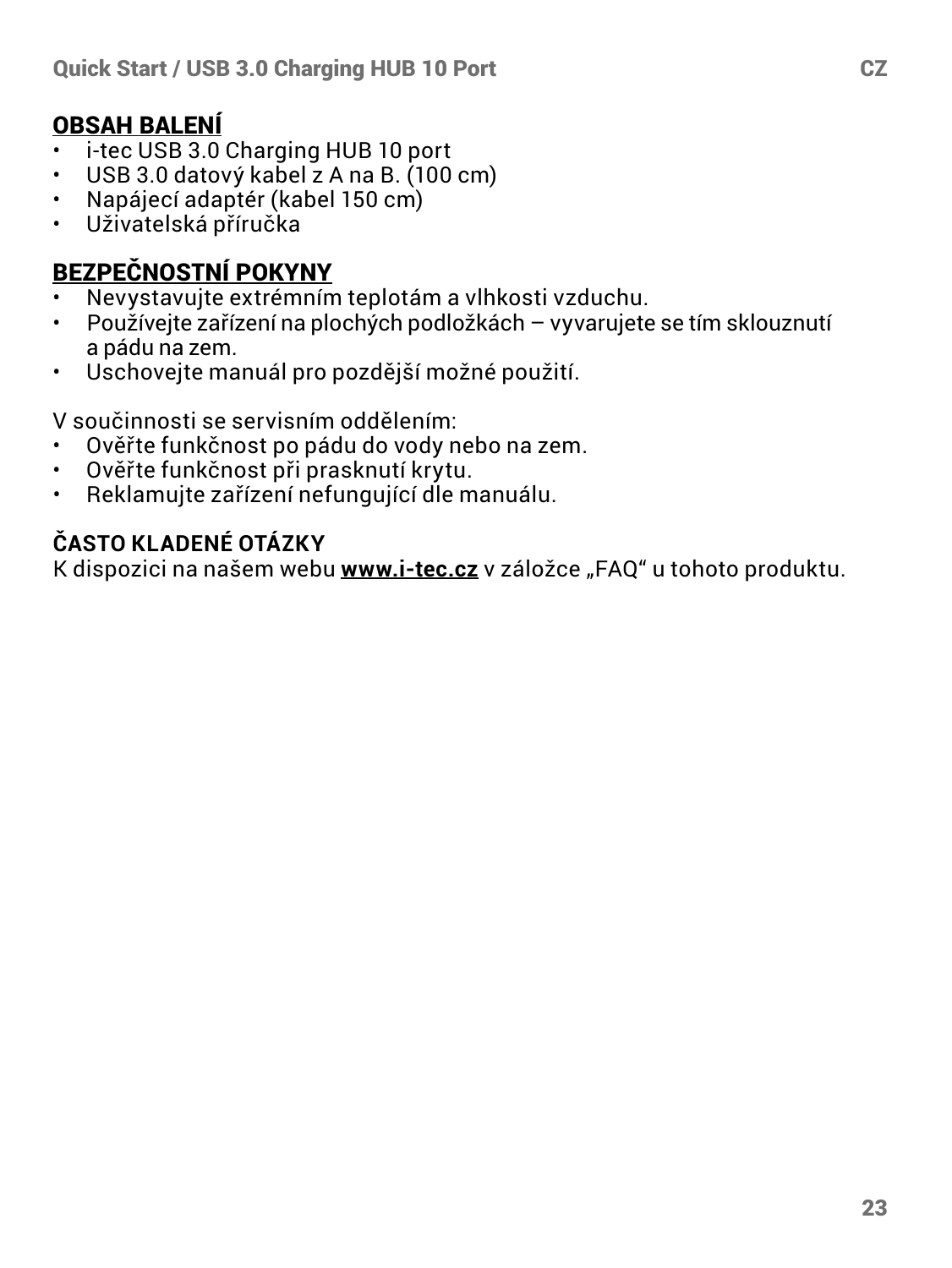## OBSAH BALENÍ

- i-tec USB 3.0 Charging HUB 10 port
- USB 3.0 datový kabel z A na B. (100 cm)
- Napájecí adaptér (kabel 150 cm)
- Uživatelská příručka

## BEZPEČNOSTNÍ POKYNY

- Nevystavujte extrémním teplotám a vlhkosti vzduchu.
- Používejte zařízení na plochých podložkách – vyvarujete se tím sklouznutí a pádu na zem.
- Uschovejte manuál pro pozdější možné použití.

V součinnosti se servisním oddělením:

- Ověřte funkčnost po pádu do vody nebo na zem.
- Ověřte funkčnost při prasknutí krytu.
- Reklamujte zařízení nefungující dle manuálu.

## ČASTO KLADENÉ OTÁZKY

K dispozici na našem webu **www.i-tec.cz** v záložce „FAQ" u tohoto produktu.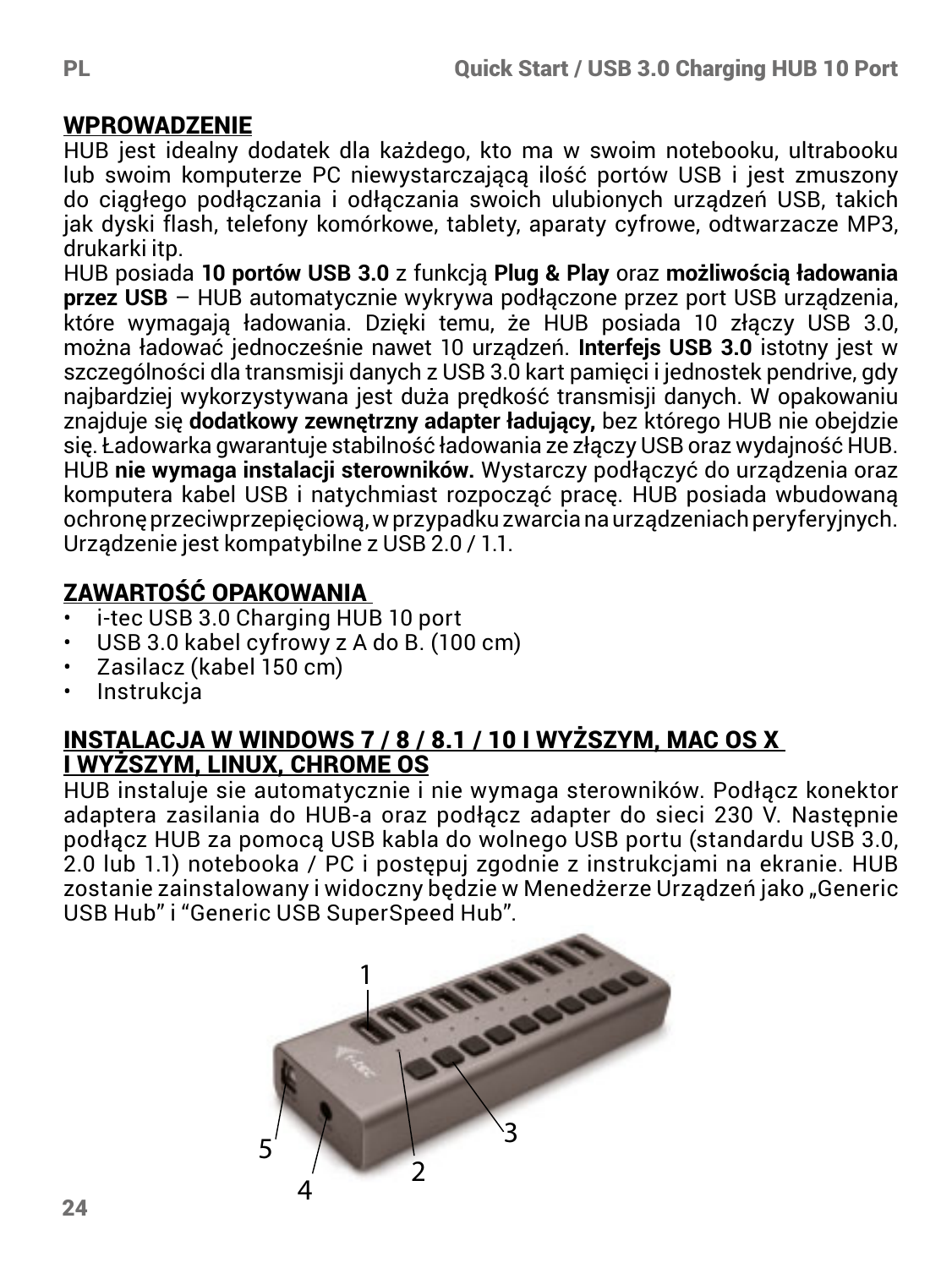## WPROWADZENIE

HUB jest idealny dodatek dla każdego, kto ma w swoim notebooku, ultrabooku lub swoim komputerze PC niewystarczającą ilość portów USB i jest zmuszony do ciągłego podłączania i odłączania swoich ulubionych urządzeń USB, takich jak dyski flash, telefony komórkowe, tablety, aparaty cyfrowe, odtwarzacze MP3, drukarki itp.

HUB posiada **10 portów USB 3.0** z funkcją **Plug & Play** oraz **możliwością ładowania przez USB** – HUB automatycznie wykrywa podłączone przez port USB urządzenia, które wymagają ładowania. Dzięki temu, że HUB posiada 10 złączy USB 3.0, można ładować jednocześnie nawet 10 urządzeń. **Interfejs USB 3.0** istotny jest w szczególności dla transmisji danych z USB 3.0 kart pamięci i jednostek pendrive, gdy najbardziej wykorzystywana jest duża prędkość transmisji danych. W opakowaniu znajduje się **dodatkowy zewnętrzny adapter ładujący,** bez którego HUB nie obejdzie się. Ładowarka gwarantuje stabilność ładowania ze złączy USB oraz wydajność HUB. HUB **nie wymaga instalacji sterowników.** Wystarczy podłączyć do urządzenia oraz komputera kabel USB i natychmiast rozpocząć pracę. HUB posiada wbudowaną ochronę przeciwprzepięciową, w przypadku zwarcia na urządzeniach peryferyjnych. Urządzenie jest kompatybilne z USB 2.0 / 1.1.

## ZAWARTOŚĆ OPAKOWANIA

- i-tec USB 3.0 Charging HUB 10 port
- USB 3.0 kabel cyfrowy z A do B. (100 cm)
- Zasilacz (kabel 150 cm)
- Instrukcja

## INSTALACJA W WINDOWS 7 / 8 / 8.1 / 10 I WYŻSZYM, MAC OS X I WYŻSZYM, LINUX, CHROME OS

HUB instaluje sie automatycznie i nie wymaga sterowników. Podłącz konektor adaptera zasilania do HUB-a oraz podłącz adapter do sieci 230 V. Następnie podłącz HUB za pomocą USB kabla do wolnego USB portu (standardu USB 3.0, 2.0 lub 1.1) notebooka / PC i postępuj zgodnie z instrukcjami na ekranie. HUB zostanie zainstalowany i widoczny będzie w Menedżerze Urządzeń jako „Generic USB Hub" i "Generic USB SuperSpeed Hub".

1

2

3

4

5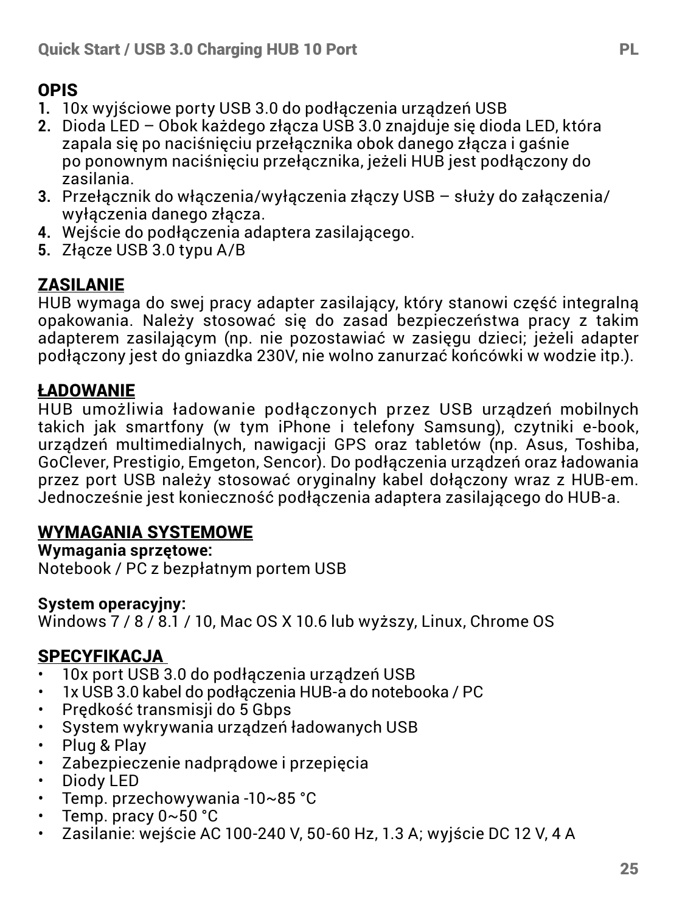## OPIS

1. 10x wyjściowe porty USB 3.0 do podłączenia urządzeń USB
2. Dioda LED – Obok każdego złącza USB 3.0 znajduje się dioda LED, która zapala się po naciśnięciu przełącznika obok danego złącza i gaśnie po ponownym naciśnięciu przełącznika, jeżeli HUB jest podłączony do zasilania.
3. Przełącznik do włączenia/wyłączenia złączy USB – służy do załączenia/wyłączenia danego złącza.
4. Wejście do podłączenia adaptera zasilającego.
5. Złącze USB 3.0 typu A/B

## ZASILANIE

HUB wymaga do swej pracy adapter zasilający, który stanowi część integralną opakowania. Należy stosować się do zasad bezpieczeństwa pracy z takim adapterem zasilającym (np. nie pozostawiać w zasięgu dzieci; jeżeli adapter podłączony jest do gniazdka 230V, nie wolno zanurzać końcówki w wodzie itp.).

## ŁADOWANIE

HUB umożliwia ładowanie podłączonych przez USB urządzeń mobilnych takich jak smartfony (w tym iPhone i telefony Samsung), czytniki e-book, urządzeń multimedialnych, nawigacji GPS oraz tabletów (np. Asus, Toshiba, GoClever, Prestigio, Emgeton, Sencor). Do podłączenia urządzeń oraz ładowania przez port USB należy stosować oryginalny kabel dołączony wraz z HUB-em. Jednocześnie jest konieczność podłączenia adaptera zasilającego do HUB-a.

## WYMAGANIA SYSTEMOWE

**Wymagania sprzętowe:**
Notebook / PC z bezpłatnym portem USB

**System operacyjny:**
Windows 7 / 8 / 8.1 / 10, Mac OS X 10.6 lub wyższy, Linux, Chrome OS

## SPECYFIKACJA

- 10x port USB 3.0 do podłączenia urządzeń USB
- 1x USB 3.0 kabel do podłączenia HUB-a do notebooka / PC
- Prędkość transmisji do 5 Gbps
- System wykrywania urządzeń ładowanych USB
- Plug & Play
- Zabezpieczenie nadprądowe i przepięcia
- Diody LED
- Temp. przechowywania -10~85 °C
- Temp. pracy 0~50 °C
- Zasilanie: wejście AC 100-240 V, 50-60 Hz, 1.3 A; wyjście DC 12 V, 4 A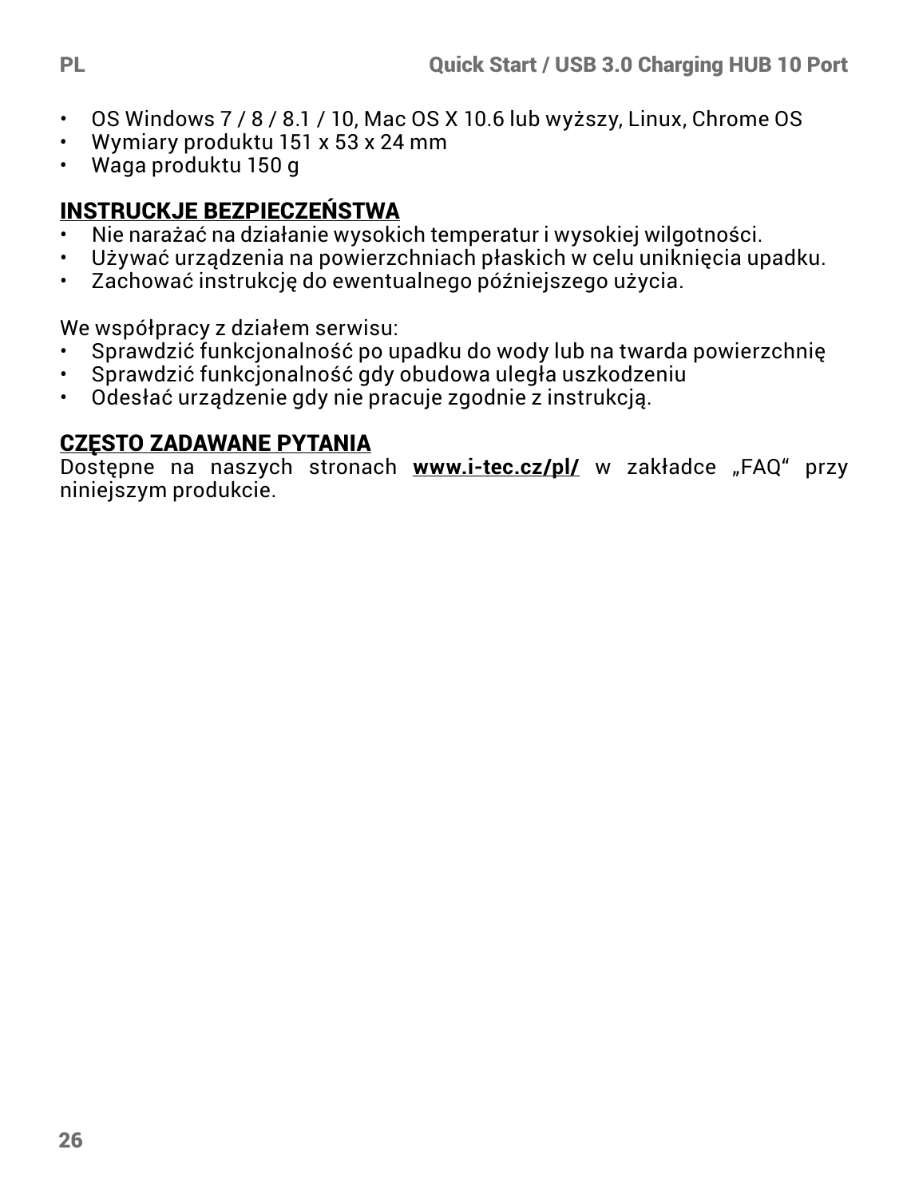- OS Windows 7 / 8 / 8.1 / 10, Mac OS X 10.6 lub wyższy, Linux, Chrome OS
- Wymiary produktu 151 x 53 x 24 mm
- Waga produktu 150 g

## INSTRUCKJE BEZPIECZEŃSTWA

- Nie narażać na działanie wysokich temperatur i wysokiej wilgotności.
- Używać urządzenia na powierzchniach płaskich w celu uniknięcia upadku.
- Zachować instrukcję do ewentualnego późniejszego użycia.

We współpracy z działem serwisu:

- Sprawdzić funkcjonalność po upadku do wody lub na twarda powierzchnię
- Sprawdzić funkcjonalność gdy obudowa uległa uszkodzeniu
- Odesłać urządzenie gdy nie pracuje zgodnie z instrukcją.

## CZĘSTO ZADAWANE PYTANIA

Dostępne na naszych stronach **www.i-tec.cz/pl/** w zakładce „FAQ" przy niniejszym produkcie.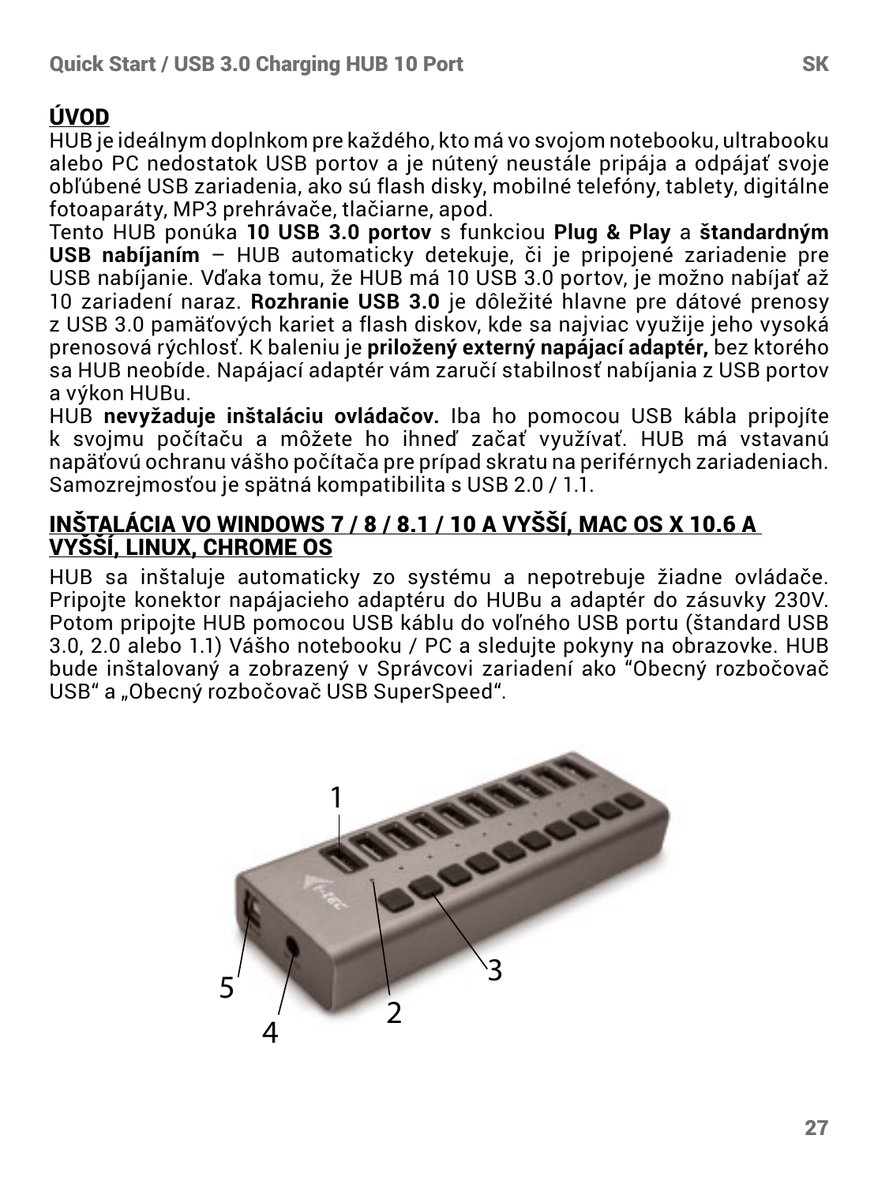## ÚVOD

HUB je ideálnym doplnkom pre každého, kto má vo svojom notebooku, ultrabooku alebo PC nedostatok USB portov a je nútený neustále pripája a odpájať svoje obľúbené USB zariadenia, ako sú flash disky, mobilné telefóny, tablety, digitálne fotoaparáty, MP3 prehrávače, tlačiarne, apod.

Tento HUB ponúka **10 USB 3.0 portov** s funkciou **Plug & Play** a **štandardným USB nabíjaním** – HUB automaticky detekuje, či je pripojené zariadenie pre USB nabíjanie. Vďaka tomu, že HUB má 10 USB 3.0 portov, je možno nabíjať až 10 zariadení naraz. **Rozhranie USB 3.0** je dôležité hlavne pre dátové prenosy z USB 3.0 pamäťových kariet a flash diskov, kde sa najviac využije jeho vysoká prenosová rýchlosť. K baleniu je **priložený externý napájací adaptér,** bez ktorého sa HUB neobíde. Napájací adaptér vám zaručí stabilnosť nabíjania z USB portov a výkon HUBu.

HUB **nevyžaduje inštaláciu ovládačov.** Iba ho pomocou USB kábla pripojíte k svojmu počítaču a môžete ho ihneď začať využívať. HUB má vstavanú napäťovú ochranu vášho počítača pre prípad skratu na periférnych zariadeniach. Samozrejmosťou je spätná kompatibilita s USB 2.0 / 1.1.

## INŠTALÁCIA VO WINDOWS 7 / 8 / 8.1 / 10 A VYŠŠÍ, MAC OS X 10.6 A VYŠŠÍ, LINUX, CHROME OS

HUB sa inštaluje automaticky zo systému a nepotrebuje žiadne ovládače. Pripojte konektor napájacieho adaptéru do HUBu a adaptér do zásuvky 230V. Potom pripojte HUB pomocou USB káblu do voľného USB portu (štandard USB 3.0, 2.0 alebo 1.1) Vášho notebooku / PC a sledujte pokyny na obrazovke. HUB bude inštalovaný a zobrazený v Správcovi zariadení ako "Obecný rozbočovač USB" a „Obecný rozbočovač USB SuperSpeed".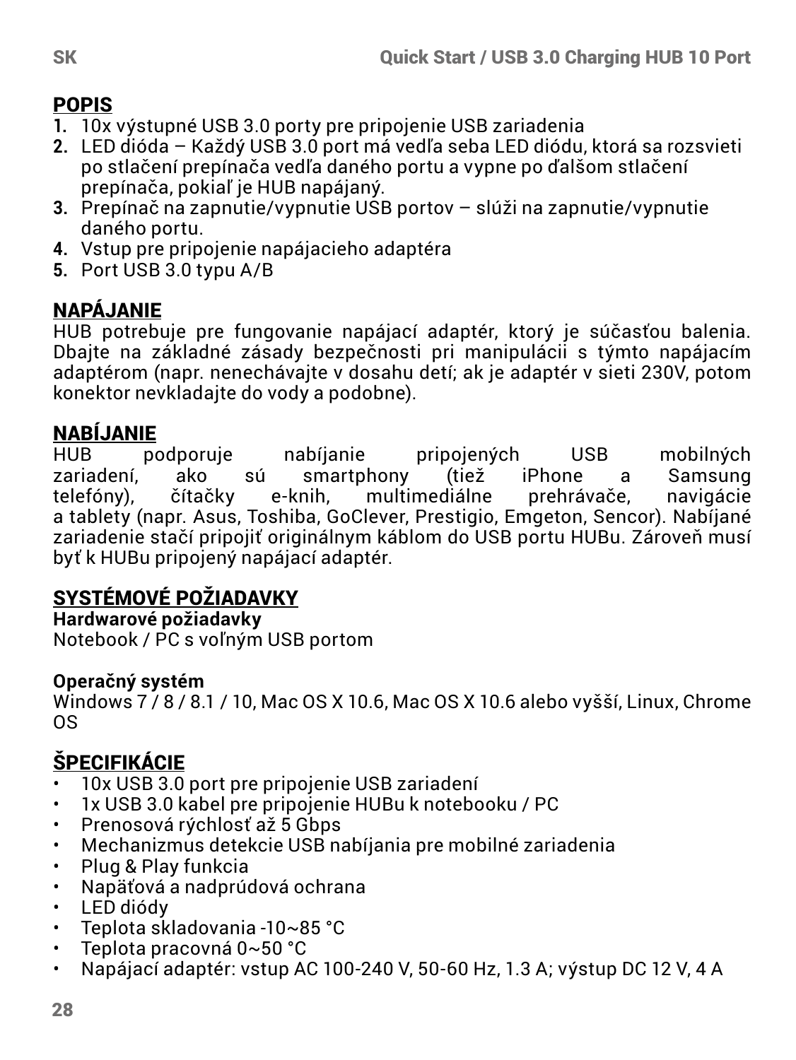## POPIS

1. 10x výstupné USB 3.0 porty pre pripojenie USB zariadenia
2. LED dióda – Každý USB 3.0 port má vedľa seba LED diódu, ktorá sa rozsvieti po stlačení prepínača vedľa daného portu a vypne po ďalšom stlačení prepínača, pokiaľ je HUB napájaný.
3. Prepínač na zapnutie/vypnutie USB portov – slúži na zapnutie/vypnutie daného portu.
4. Vstup pre pripojenie napájacieho adaptéra
5. Port USB 3.0 typu A/B

## NAPÁJANIE

HUB potrebuje pre fungovanie napájací adaptér, ktorý je súčasťou balenia. Dbajte na základné zásady bezpečnosti pri manipulácii s týmto napájacím adaptérom (napr. nenechávajte v dosahu detí; ak je adaptér v sieti 230V, potom konektor nevkladajte do vody a podobne).

## NABÍJANIE

HUB podporuje nabíjanie pripojených USB mobilných zariadení, ako sú smartphony (tiež iPhone a Samsung telefóny), čítačky e-knih, multimediálne prehrávače, navigácie a tablety (napr. Asus, Toshiba, GoClever, Prestigio, Emgeton, Sencor). Nabíjané zariadenie stačí pripojiť originálnym káblom do USB portu HUBu. Zároveň musí byť k HUBu pripojený napájací adaptér.

## SYSTÉMOVÉ POŽIADAVKY

**Hardwarové požiadavky**
Notebook / PC s voľným USB portom

**Operačný systém**
Windows 7 / 8 / 8.1 / 10, Mac OS X 10.6, Mac OS X 10.6 alebo vyšší, Linux, Chrome OS

## ŠPECIFIKÁCIE

- 10x USB 3.0 port pre pripojenie USB zariadení
- 1x USB 3.0 kabel pre pripojenie HUBu k notebooku / PC
- Prenosová rýchlosť až 5 Gbps
- Mechanizmus detekcie USB nabíjania pre mobilné zariadenia
- Plug & Play funkcia
- Napäťová a nadprúdová ochrana
- LED diódy
- Teplota skladovania -10~85 °C
- Teplota pracovná 0~50 °C
- Napájací adaptér: vstup AC 100-240 V, 50-60 Hz, 1.3 A; výstup DC 12 V, 4 A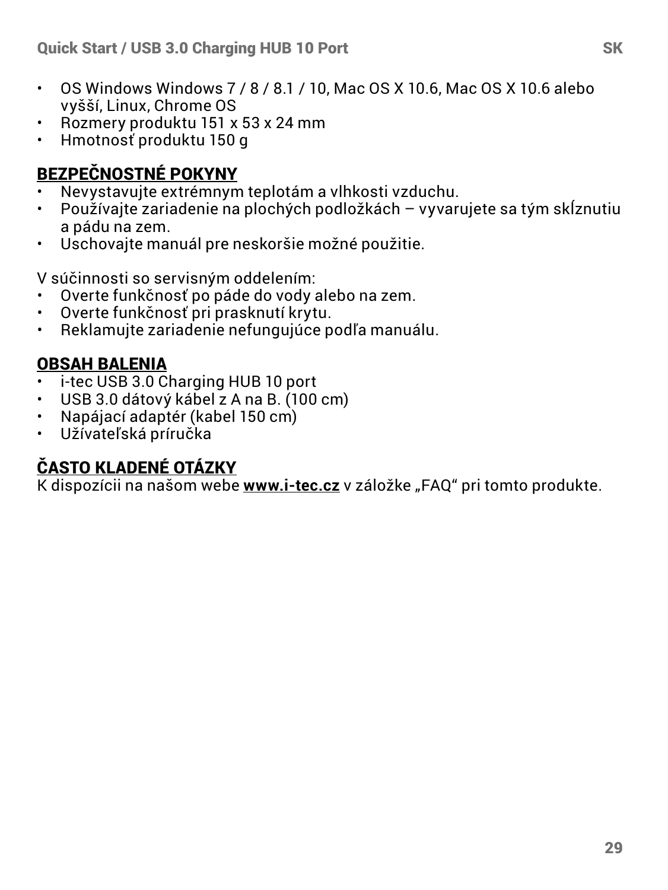- OS Windows Windows 7 / 8 / 8.1 / 10, Mac OS X 10.6, Mac OS X 10.6 alebo vyšší, Linux, Chrome OS
- Rozmery produktu 151 x 53 x 24 mm
- Hmotnosť produktu 150 g

## BEZPEČNOSTNÉ POKYNY

- Nevystavujte extrémnym teplotám a vlhkosti vzduchu.
- Používajte zariadenie na plochých podložkách – vyvarujete sa tým skĺznutiu a pádu na zem.
- Uschovajte manuál pre neskoršie možné použitie.

V súčinnosti so servisným oddelením:

- Overte funkčnosť po páde do vody alebo na zem.
- Overte funkčnosť pri prasknutí krytu.
- Reklamujte zariadenie nefungujúce podľa manuálu.

## OBSAH BALENIA

- i-tec USB 3.0 Charging HUB 10 port
- USB 3.0 dátový kábel z A na B. (100 cm)
- Napájací adaptér (kabel 150 cm)
- Užívateľská príručka

## ČASTO KLADENÉ OTÁZKY

K dispozícii na našom webe **www.i-tec.cz** v záložke „FAQ" pri tomto produkte.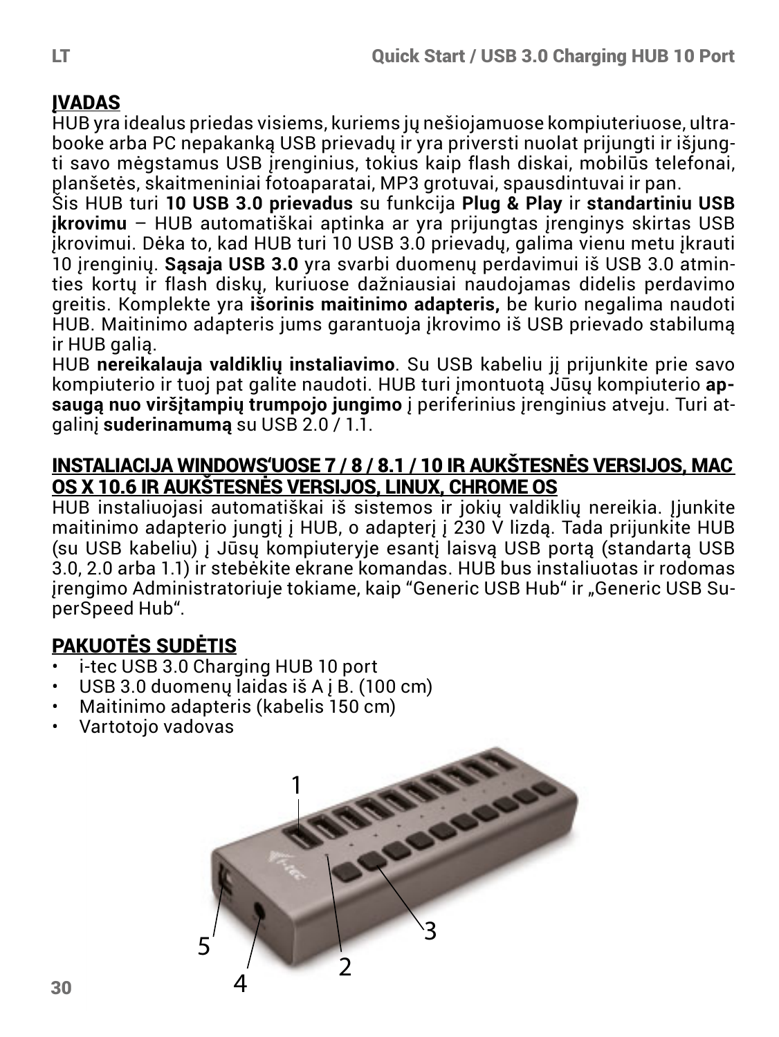## ĮVADAS

HUB yra idealus priedas visiems, kuriems jų nešiojamuose kompiuteriuose, ultrabooke arba PC nepakanką USB prievadų ir yra priversti nuolat prijungti ir išjungti savo mėgstamus USB įrenginius, tokius kaip flash diskai, mobilūs telefonai, planšetės, skaitmeniniai fotoaparatai, MP3 grotuvai, spausdintuvai ir pan.
Šis HUB turi **10 USB 3.0 prievadus** su funkcija **Plug & Play** ir **standartiniu USB įkrovimu** – HUB automatiškai aptinka ar yra prijungtas įrenginys skirtas USB įkrovimui. Dėka to, kad HUB turi 10 USB 3.0 prievadų, galima vienu metu įkrauti 10 įrenginių. **Sąsaja USB 3.0** yra svarbi duomenų perdavimui iš USB 3.0 atminties kortų ir flash diskų, kuriuose dažniausiai naudojamas didelis perdavimo greitis. Komplekte yra **išorinis maitinimo adapteris,** be kurio negalima naudoti HUB. Maitinimo adapteris jums garantuoja įkrovimo iš USB prievado stabilumą ir HUB galią.
HUB **nereikalauja valdiklių instaliavimo**. Su USB kabeliu jį prijunkite prie savo kompiuterio ir tuoj pat galite naudoti. HUB turi įmontuotą Jūsų kompiuterio **apsaugą nuo viršįtampių trumpojo jungimo** į periferinius įrenginius atveju. Turi atgalinį **suderinamumą** su USB 2.0 / 1.1.

## INSTALIACIJA WINDOWS'UOSE 7 / 8 / 8.1 / 10 IR AUKŠTESNĖS VERSIJOS, MAC OS X 10.6 IR AUKŠTESNĖS VERSIJOS, LINUX, CHROME OS

HUB instaliuojasi automatiškai iš sistemos ir jokių valdiklių nereikia. Įjunkite maitinimo adapterio jungtį į HUB, o adapterį į 230 V lizdą. Tada prijunkite HUB (su USB kabeliu) į Jūsų kompiuteryje esantį laisvą USB portą (standartą USB 3.0, 2.0 arba 1.1) ir stebėkite ekrane komandas. HUB bus instaliuotas ir rodomas įrengimo Administratoriuje tokiame, kaip "Generic USB Hub" ir „Generic USB SuperSpeed Hub".

## PAKUOTĖS SUDĖTIS

- i-tec USB 3.0 Charging HUB 10 port
- USB 3.0 duomenų laidas iš A į B. (100 cm)
- Maitinimo adapteris (kabelis 150 cm)
- Vartotojo vadovas

1 2 3 4 5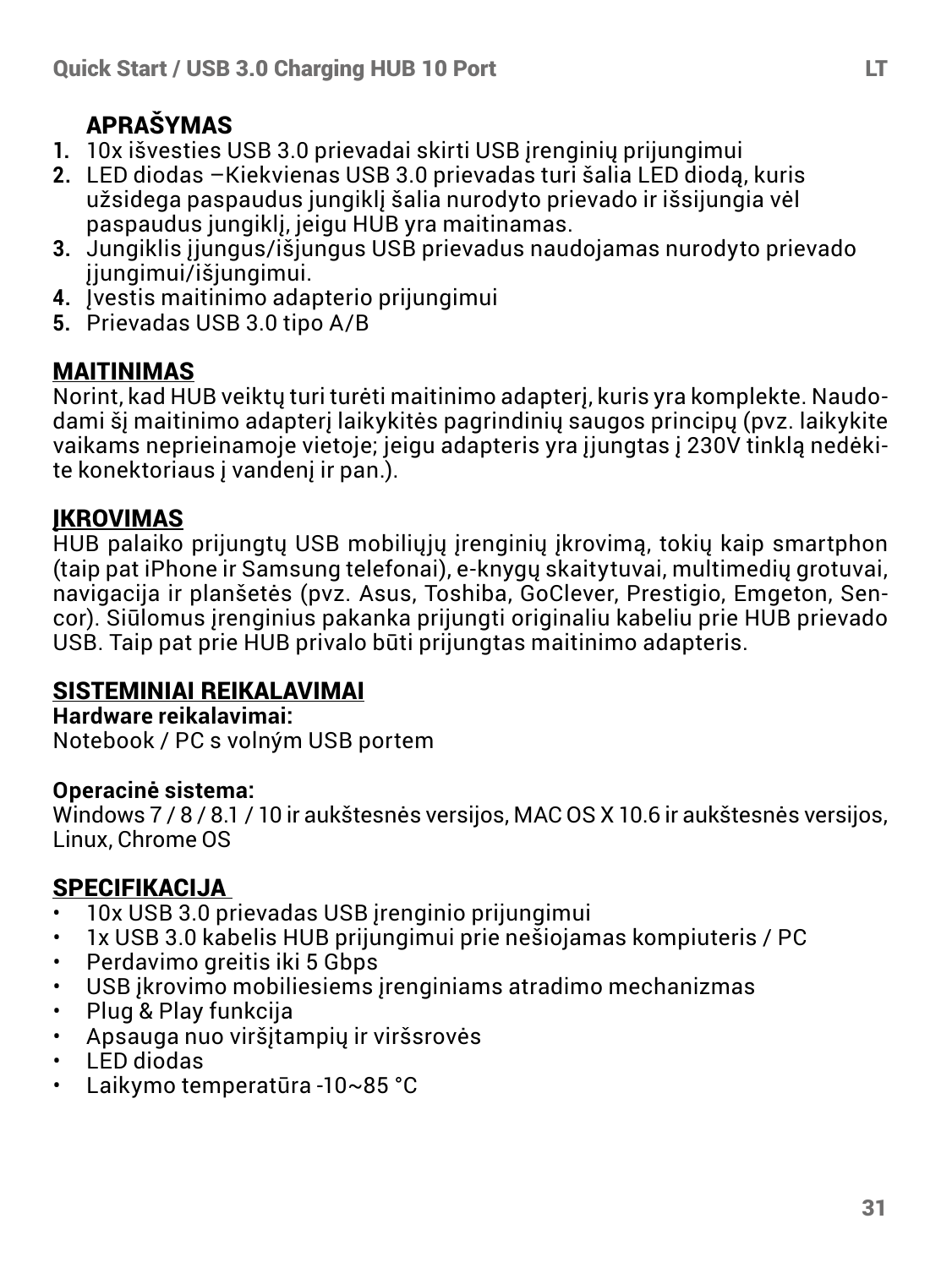## APRAŠYMAS

1. 10x išvesties USB 3.0 prievadai skirti USB įrenginių prijungimui
2. LED diodas –Kiekvienas USB 3.0 prievadas turi šalia LED diodą, kuris užsidega paspaudus jungiklį šalia nurodyto prievado ir išsijungia vėl paspaudus jungiklį, jeigu HUB yra maitinamas.
3. Jungiklis įjungus/išjungus USB prievadus naudojamas nurodyto prievado įjungimui/išjungimui.
4. Įvestis maitinimo adapterio prijungimui
5. Prievadas USB 3.0 tipo A/B

## MAITINIMAS

Norint, kad HUB veiktų turi turėti maitinimo adapterį, kuris yra komplekte. Naudodami šį maitinimo adapterį laikykitės pagrindinių saugos principų (pvz. laikykite vaikams neprieinamoje vietoje; jeigu adapteris yra įjungtas į 230V tinklą nedėkite konektoriaus į vandenį ir pan.).

## ĮKROVIMAS

HUB palaiko prijungtų USB mobiliųjų įrenginių įkrovimą, tokių kaip smartphon (taip pat iPhone ir Samsung telefonai), e-knygų skaitytuvai, multimedių grotuvai, navigacija ir planšetės (pvz. Asus, Toshiba, GoClever, Prestigio, Emgeton, Sencor). Siūlomus įrenginius pakanka prijungti originaliu kabeliu prie HUB prievado USB. Taip pat prie HUB privalo būti prijungtas maitinimo adapteris.

## SISTEMINIAI REIKALAVIMAI

**Hardware reikalavimai:**
Notebook / PC s volným USB portem

**Operacinė sistema:**
Windows 7 / 8 / 8.1 / 10 ir aukštesnės versijos, MAC OS X 10.6 ir aukštesnės versijos, Linux, Chrome OS

## SPECIFIKACIJA

- 10x USB 3.0 prievadas USB įrenginio prijungimui
- 1x USB 3.0 kabelis HUB prijungimui prie nešiojamas kompiuteris / PC
- Perdavimo greitis iki 5 Gbps
- USB įkrovimo mobiliesiems įrenginiams atradimo mechanizmas
- Plug & Play funkcija
- Apsauga nuo viršįtampių ir viršsrovės
- LED diodas
- Laikymo temperatūra -10~85 °C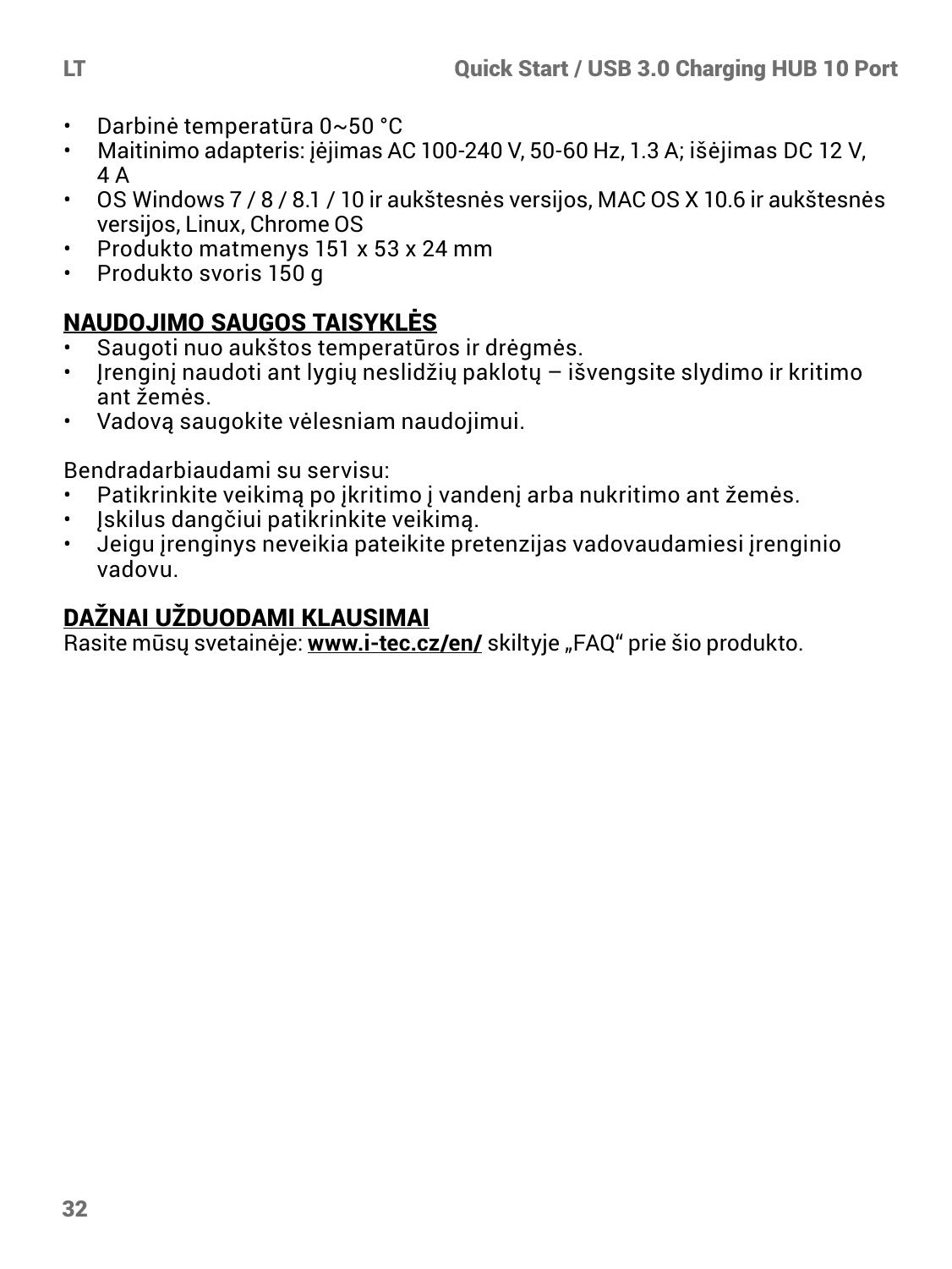- Darbinė temperatūra 0~50 °C
- Maitinimo adapteris: įėjimas AC 100-240 V, 50-60 Hz, 1.3 A; išėjimas DC 12 V, 4 A
- OS Windows 7 / 8 / 8.1 / 10 ir aukštesnės versijos, MAC OS X 10.6 ir aukštesnės versijos, Linux, Chrome OS
- Produkto matmenys 151 x 53 x 24 mm
- Produkto svoris 150 g

## NAUDOJIMO SAUGOS TAISYKLĖS

- Saugoti nuo aukštos temperatūros ir drėgmės.
- Įrenginį naudoti ant lygių neslidžių paklotų – išvengsite slydimo ir kritimo ant žemės.
- Vadovą saugokite vėlesniam naudojimui.

Bendradarbiaudami su servisu:

- Patikrinkite veikimą po įkritimo į vandenį arba nukritimo ant žemės.
- Įskilus dangčiui patikrinkite veikimą.
- Jeigu įrenginys neveikia pateikite pretenzijas vadovaudamiesi įrenginio vadovu.

## DAŽNAI UŽDUODAMI KLAUSIMAI

Rasite mūsų svetainėje: **www.i-tec.cz/en/** skiltyje „FAQ“ prie šio produkto.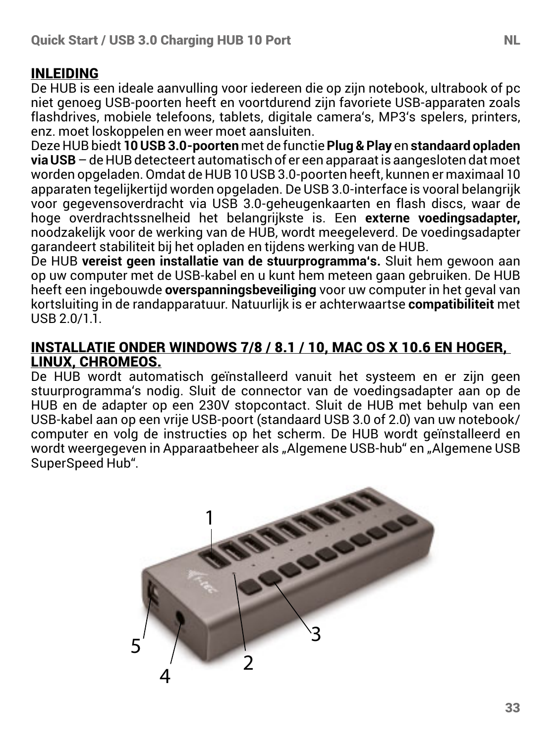## INLEIDING

De HUB is een ideale aanvulling voor iedereen die op zijn notebook, ultrabook of pc niet genoeg USB-poorten heeft en voortdurend zijn favoriete USB-apparaten zoals flashdrives, mobiele telefoons, tablets, digitale camera's, MP3's spelers, printers, enz. moet loskoppelen en weer moet aansluiten.

Deze HUB biedt **10 USB 3.0-poorten** met de functie **Plug & Play** en **standaard opladen via USB** – de HUB detecteert automatisch of er een apparaat is aangesloten dat moet worden opgeladen. Omdat de HUB 10 USB 3.0-poorten heeft, kunnen er maximaal 10 apparaten tegelijkertijd worden opgeladen. De USB 3.0-interface is vooral belangrijk voor gegevensoverdracht via USB 3.0-geheugenkaarten en flash discs, waar de hoge overdrachtssnelheid het belangrijkste is. Een **externe voedingsadapter,** noodzakelijk voor de werking van de HUB, wordt meegeleverd. De voedingsadapter garandeert stabiliteit bij het opladen en tijdens werking van de HUB.

De HUB **vereist geen installatie van de stuurprogramma's.** Sluit hem gewoon aan op uw computer met de USB-kabel en u kunt hem meteen gaan gebruiken. De HUB heeft een ingebouwde **overspanningsbeveiliging** voor uw computer in het geval van kortsluiting in de randapparatuur. Natuurlijk is er achterwaartse **compatibiliteit** met USB 2.0/1.1.

## INSTALLATIE ONDER WINDOWS 7/8 / 8.1 / 10, MAC OS X 10.6 EN HOGER, LINUX, CHROMEOS.

De HUB wordt automatisch geïnstalleerd vanuit het systeem en er zijn geen stuurprogramma's nodig. Sluit de connector van de voedingsadapter aan op de HUB en de adapter op een 230V stopcontact. Sluit de HUB met behulp van een USB-kabel aan op een vrije USB-poort (standaard USB 3.0 of 2.0) van uw notebook/ computer en volg de instructies op het scherm. De HUB wordt geïnstalleerd en wordt weergegeven in Apparaatbeheer als „Algemene USB-hub" en „Algemene USB SuperSpeed Hub".

1

2

3

4

5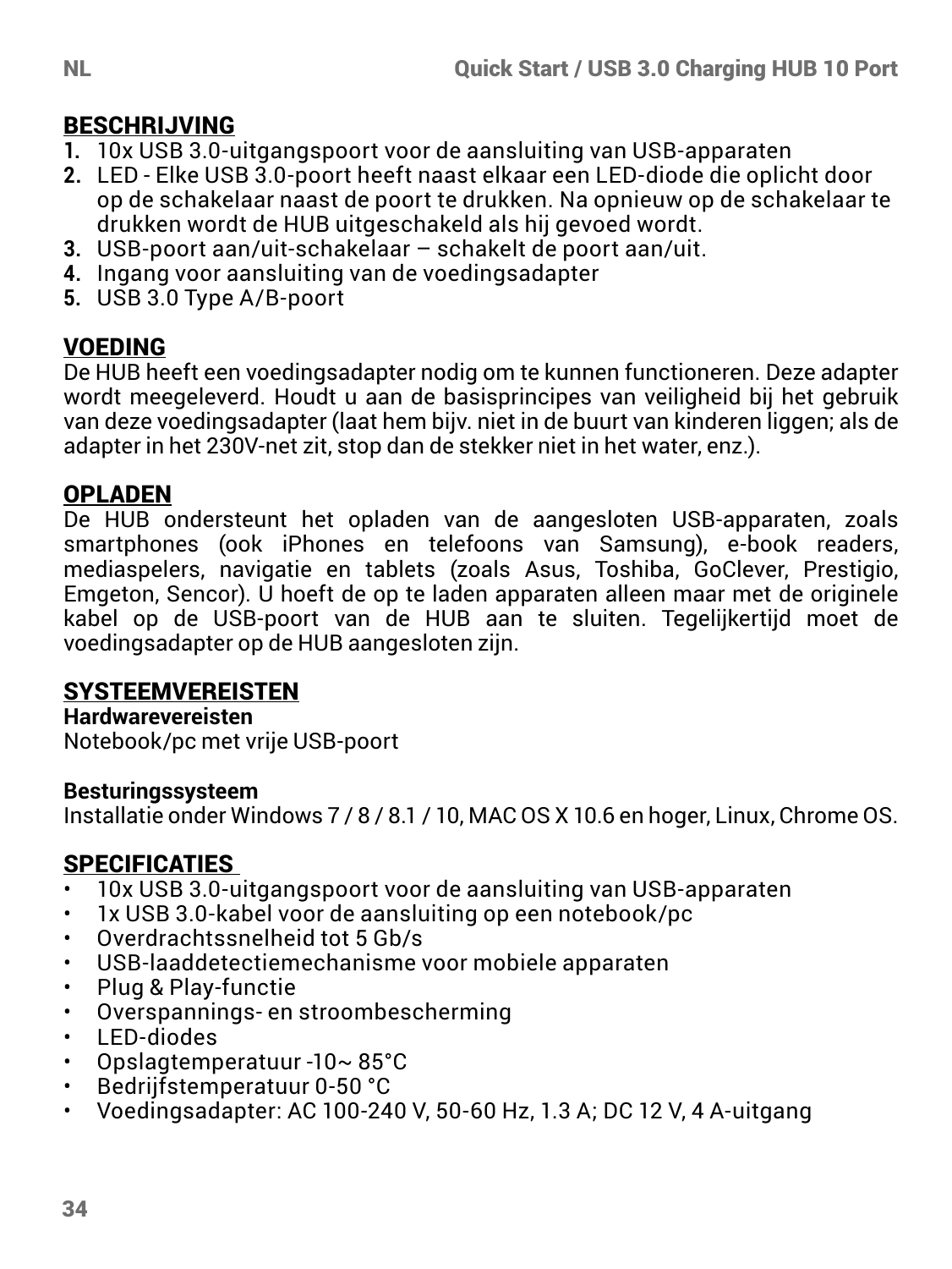## BESCHRIJVING

1. 10x USB 3.0-uitgangspoort voor de aansluiting van USB-apparaten
2. LED - Elke USB 3.0-poort heeft naast elkaar een LED-diode die oplicht door op de schakelaar naast de poort te drukken. Na opnieuw op de schakelaar te drukken wordt de HUB uitgeschakeld als hij gevoed wordt.
3. USB-poort aan/uit-schakelaar – schakelt de poort aan/uit.
4. Ingang voor aansluiting van de voedingsadapter
5. USB 3.0 Type A/B-poort

## VOEDING

De HUB heeft een voedingsadapter nodig om te kunnen functioneren. Deze adapter wordt meegeleverd. Houdt u aan de basisprincipes van veiligheid bij het gebruik van deze voedingsadapter (laat hem bijv. niet in de buurt van kinderen liggen; als de adapter in het 230V-net zit, stop dan de stekker niet in het water, enz.).

## OPLADEN

De HUB ondersteunt het opladen van de aangesloten USB-apparaten, zoals smartphones (ook iPhones en telefoons van Samsung), e-book readers, mediaspelers, navigatie en tablets (zoals Asus, Toshiba, GoClever, Prestigio, Emgeton, Sencor). U hoeft de op te laden apparaten alleen maar met de originele kabel op de USB-poort van de HUB aan te sluiten. Tegelijkertijd moet de voedingsadapter op de HUB aangesloten zijn.

## SYSTEEMVEREISTEN

**Hardwarevereisten**
Notebook/pc met vrije USB-poort

**Besturingssysteem**
Installatie onder Windows 7 / 8 / 8.1 / 10, MAC OS X 10.6 en hoger, Linux, Chrome OS.

## SPECIFICATIES

- 10x USB 3.0-uitgangspoort voor de aansluiting van USB-apparaten
- 1x USB 3.0-kabel voor de aansluiting op een notebook/pc
- Overdrachtssnelheid tot 5 Gb/s
- USB-laaddetectiemechanisme voor mobiele apparaten
- Plug & Play-functie
- Overspannings- en stroombescherming
- LED-diodes
- Opslagtemperatuur -10~ 85°C
- Bedrijfstemperatuur 0-50 °C
- Voedingsadapter: AC 100-240 V, 50-60 Hz, 1.3 A; DC 12 V, 4 A-uitgang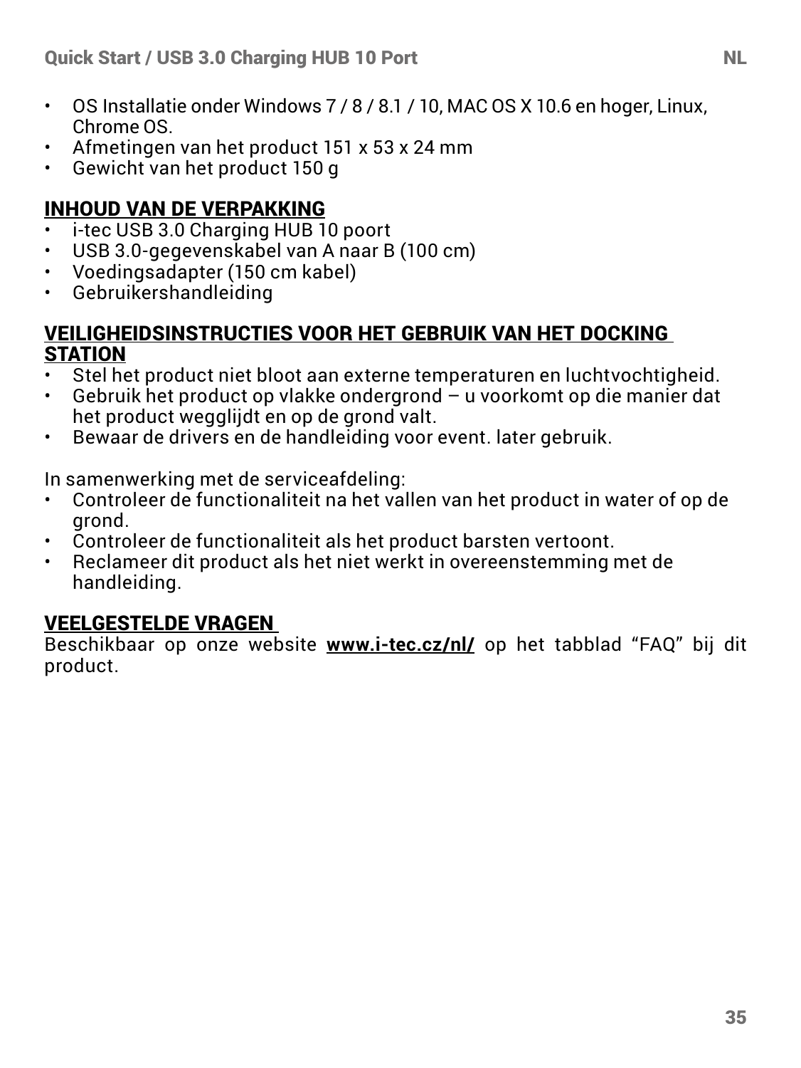- OS Installatie onder Windows 7 / 8 / 8.1 / 10, MAC OS X 10.6 en hoger, Linux, Chrome OS.
- Afmetingen van het product 151 x 53 x 24 mm
- Gewicht van het product 150 g

## INHOUD VAN DE VERPAKKING

- i-tec USB 3.0 Charging HUB 10 poort
- USB 3.0-gegevenskabel van A naar B (100 cm)
- Voedingsadapter (150 cm kabel)
- Gebruikershandleiding

## VEILIGHEIDSINSTRUCTIES VOOR HET GEBRUIK VAN HET DOCKING STATION

- Stel het product niet bloot aan externe temperaturen en luchtvochtigheid.
- Gebruik het product op vlakke ondergrond – u voorkomt op die manier dat het product wegglijdt en op de grond valt.
- Bewaar de drivers en de handleiding voor event. later gebruik.

In samenwerking met de serviceafdeling:

- Controleer de functionaliteit na het vallen van het product in water of op de grond.
- Controleer de functionaliteit als het product barsten vertoont.
- Reclameer dit product als het niet werkt in overeenstemming met de handleiding.

## VEELGESTELDE VRAGEN

Beschikbaar op onze website **www.i-tec.cz/nl/** op het tabblad “FAQ” bij dit product.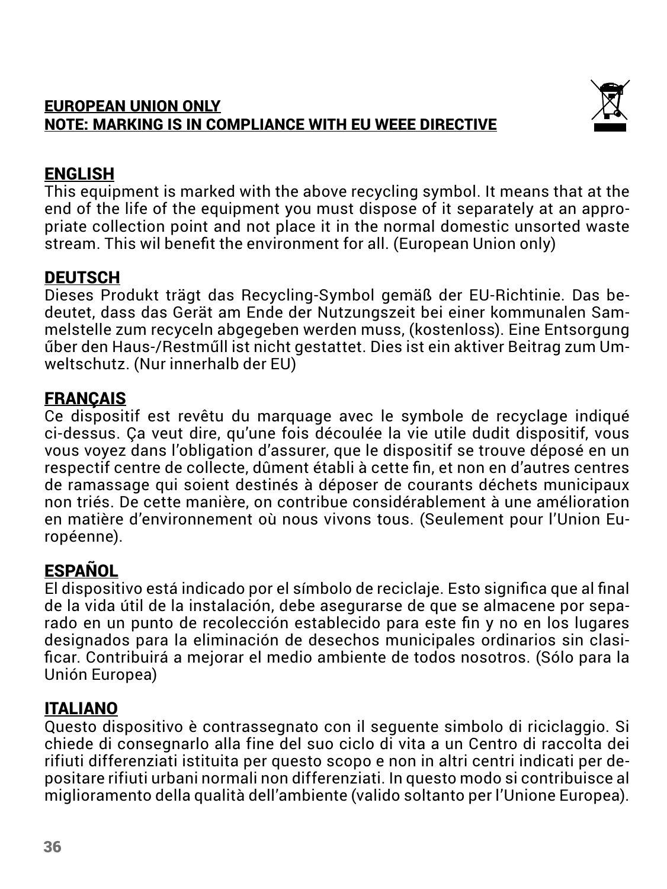**EUROPEAN UNION ONLY**
**NOTE: MARKING IS IN COMPLIANCE WITH EU WEEE DIRECTIVE**

## ENGLISH

This equipment is marked with the above recycling symbol. It means that at the end of the life of the equipment you must dispose of it separately at an appropriate collection point and not place it in the normal domestic unsorted waste stream. This wil benefit the environment for all. (European Union only)

## DEUTSCH

Dieses Produkt trägt das Recycling-Symbol gemäß der EU-Richtinie. Das bedeutet, dass das Gerät am Ende der Nutzungszeit bei einer kommunalen Sammelstelle zum recyceln abgegeben werden muss, (kostenloss). Eine Entsorgung űber den Haus-/Restműll ist nicht gestattet. Dies ist ein aktiver Beitrag zum Umweltschutz. (Nur innerhalb der EU)

## FRANÇAIS

Ce dispositif est revêtu du marquage avec le symbole de recyclage indiqué ci-dessus. Ça veut dire, qu'une fois découlée la vie utile dudit dispositif, vous vous voyez dans l'obligation d'assurer, que le dispositif se trouve déposé en un respectif centre de collecte, dûment établi à cette fin, et non en d'autres centres de ramassage qui soient destinés à déposer de courants déchets municipaux non triés. De cette manière, on contribue considérablement à une amélioration en matière d'environnement où nous vivons tous. (Seulement pour l'Union Européenne).

## ESPAÑOL

El dispositivo está indicado por el símbolo de reciclaje. Esto significa que al final de la vida útil de la instalación, debe asegurarse de que se almacene por separado en un punto de recolección establecido para este fin y no en los lugares designados para la eliminación de desechos municipales ordinarios sin clasificar. Contribuirá a mejorar el medio ambiente de todos nosotros. (Sólo para la Unión Europea)

## ITALIANO

Questo dispositivo è contrassegnato con il seguente simbolo di riciclaggio. Si chiede di consegnarlo alla fine del suo ciclo di vita a un Centro di raccolta dei rifiuti differenziati istituita per questo scopo e non in altri centri indicati per depositare rifiuti urbani normali non differenziati. In questo modo si contribuisce al miglioramento della qualità dell'ambiente (valido soltanto per l'Unione Europea).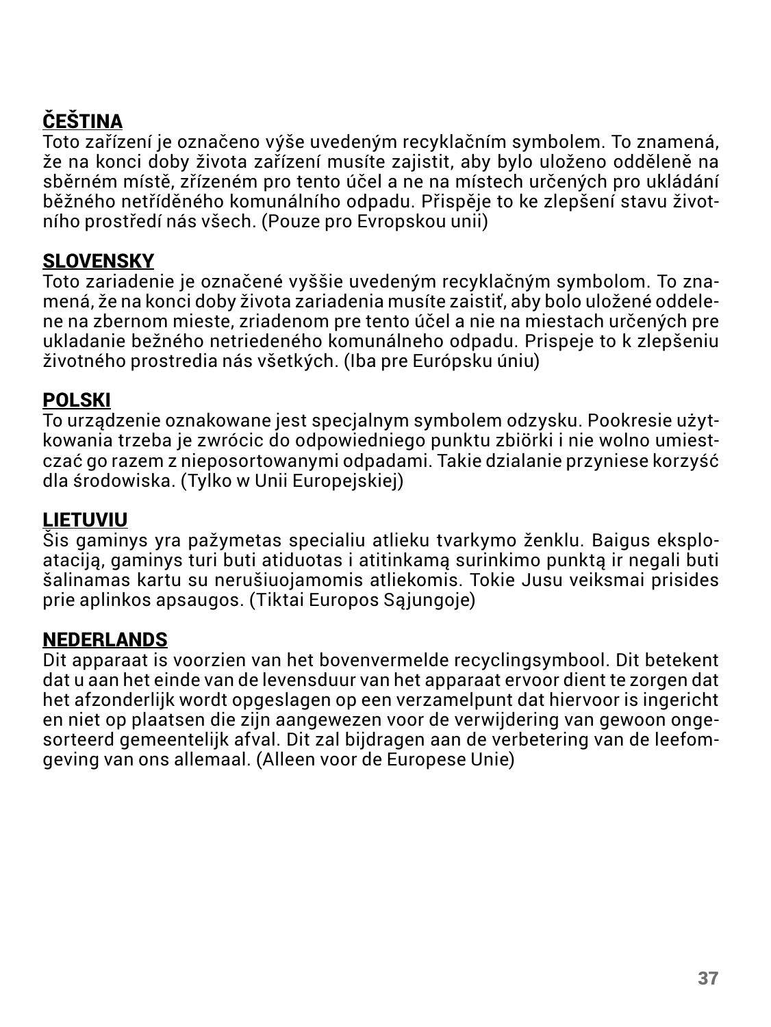## ČEŠTINA

Toto zařízení je označeno výše uvedeným recyklačním symbolem. To znamená, že na konci doby života zařízení musíte zajistit, aby bylo uloženo odděleně na sběrném místě, zřízeném pro tento účel a ne na místech určených pro ukládání běžného netříděného komunálního odpadu. Přispěje to ke zlepšení stavu životního prostředí nás všech. (Pouze pro Evropskou unii)

## SLOVENSKY

Toto zariadenie je označené vyššie uvedeným recyklačným symbolom. To znamená, že na konci doby života zariadenia musíte zaistiť, aby bolo uložené oddelene na zbernom mieste, zriadenom pre tento účel a nie na miestach určených pre ukladanie bežného netriedeného komunálneho odpadu. Prispeje to k zlepšeniu životného prostredia nás všetkých. (Iba pre Európsku úniu)

## POLSKI

To urządzenie oznakowane jest specjalnym symbolem odzysku. Pookresie użytkowania trzeba je zwrócic do odpowiedniego punktu zbiörki i nie wolno umiestczać go razem z nieposortowanymi odpadami. Takie dzialanie przyniese korzyść dla środowiska. (Tylko w Unii Europejskiej)

## LIETUVIU

Šis gaminys yra pažymetas specialiu atlieku tvarkymo ženklu. Baigus eksploataciją, gaminys turi buti atiduotas i atitinkamą surinkimo punktą ir negali buti šalinamas kartu su nerušiuojamomis atliekomis. Tokie Jusu veiksmai prisides prie aplinkos apsaugos. (Tiktai Europos Sąjungoje)

## NEDERLANDS

Dit apparaat is voorzien van het bovenvermelde recyclingsymbool. Dit betekent dat u aan het einde van de levensduur van het apparaat ervoor dient te zorgen dat het afzonderlijk wordt opgeslagen op een verzamelpunt dat hiervoor is ingericht en niet op plaatsen die zijn aangewezen voor de verwijdering van gewoon ongesorteerd gemeentelijk afval. Dit zal bijdragen aan de verbetering van de leefomgeving van ons allemaal. (Alleen voor de Europese Unie)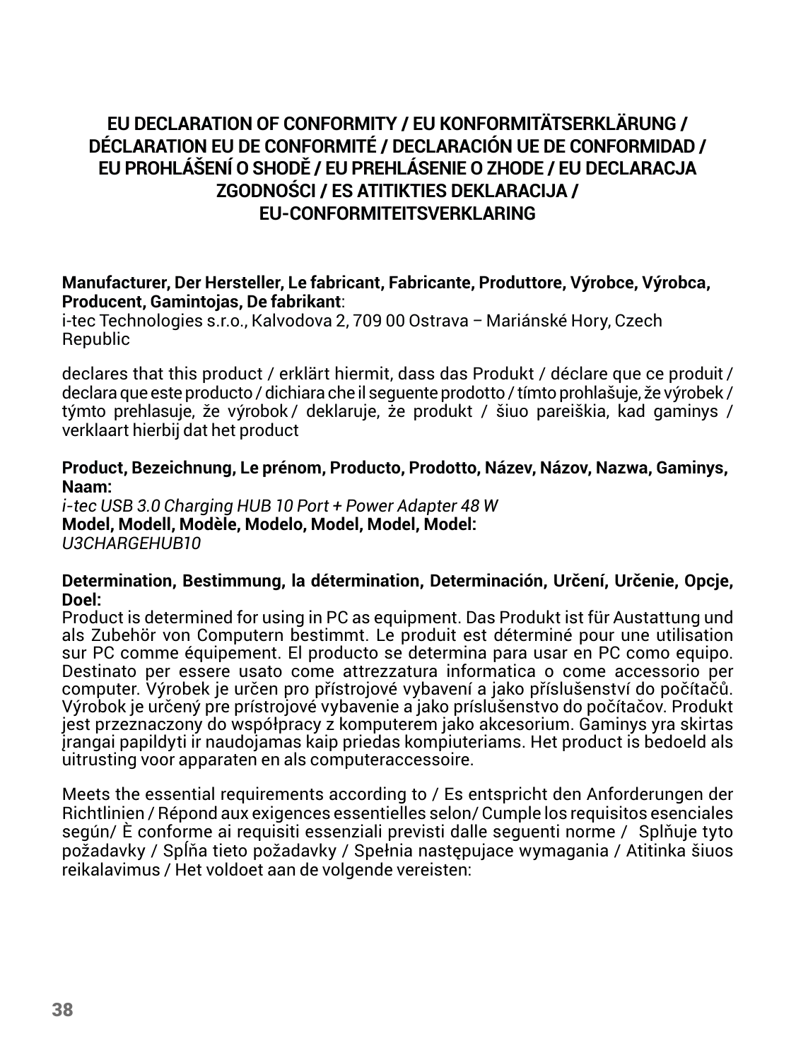## EU DECLARATION OF CONFORMITY / EU KONFORMITÄTSERKLÄRUNG / DÉCLARATION EU DE CONFORMITÉ / DECLARACIÓN UE DE CONFORMIDAD / EU PROHLÁŠENÍ O SHODĚ / EU PREHLÁSENIE O ZHODE / EU DECLARACJA ZGODNOŚCI / ES ATITIKTIES DEKLARACIJA / EU-CONFORMITEITSVERKLARING

**Manufacturer, Der Hersteller, Le fabricant, Fabricante, Produttore, Výrobce, Výrobca, Producent, Gamintojas, De fabrikant**:
i-tec Technologies s.r.o., Kalvodova 2, 709 00 Ostrava – Mariánské Hory, Czech Republic

declares that this product / erklärt hiermit, dass das Produkt / déclare que ce produit / declara que este producto / dichiara che il seguente prodotto / tímto prohlašuje, že výrobek / týmto prehlasuje, že výrobok / deklaruje, że produkt / šiuo pareiškia, kad gaminys / verklaart hierbij dat het product

**Product, Bezeichnung, Le prénom, Producto, Prodotto, Název, Názov, Nazwa, Gaminys, Naam:**
*i-tec USB 3.0 Charging HUB 10 Port + Power Adapter 48 W*
**Model, Modell, Modèle, Modelo, Model, Model, Model:**
*U3CHARGEHUB10*

**Determination, Bestimmung, la détermination, Determinación, Určení, Určenie, Opcje, Doel:**
Product is determined for using in PC as equipment. Das Produkt ist für Austattung und als Zubehör von Computern bestimmt. Le produit est déterminé pour une utilisation sur PC comme équipement. El producto se determina para usar en PC como equipo. Destinato per essere usato come attrezzatura informatica o come accessorio per computer. Výrobek je určen pro přístrojové vybavení a jako příslušenství do počítačů. Výrobok je určený pre prístrojové vybavenie a jako príslušenstvo do počítačov. Produkt jest przeznaczony do współpracy z komputerem jako akcesorium. Gaminys yra skirtas įrangai papildyti ir naudojamas kaip priedas kompiuteriams. Het product is bedoeld als uitrusting voor apparaten en als computeraccessoire.

Meets the essential requirements according to / Es entspricht den Anforderungen der Richtlinien / Répond aux exigences essentielles selon/ Cumple los requisitos esenciales según/ È conforme ai requisiti essenziali previsti dalle seguenti norme / Splňuje tyto požadavky / Spĺňa tieto požadavky / Spełnia następujace wymagania / Atitinka šiuos reikalavimus / Het voldoet aan de volgende vereisten: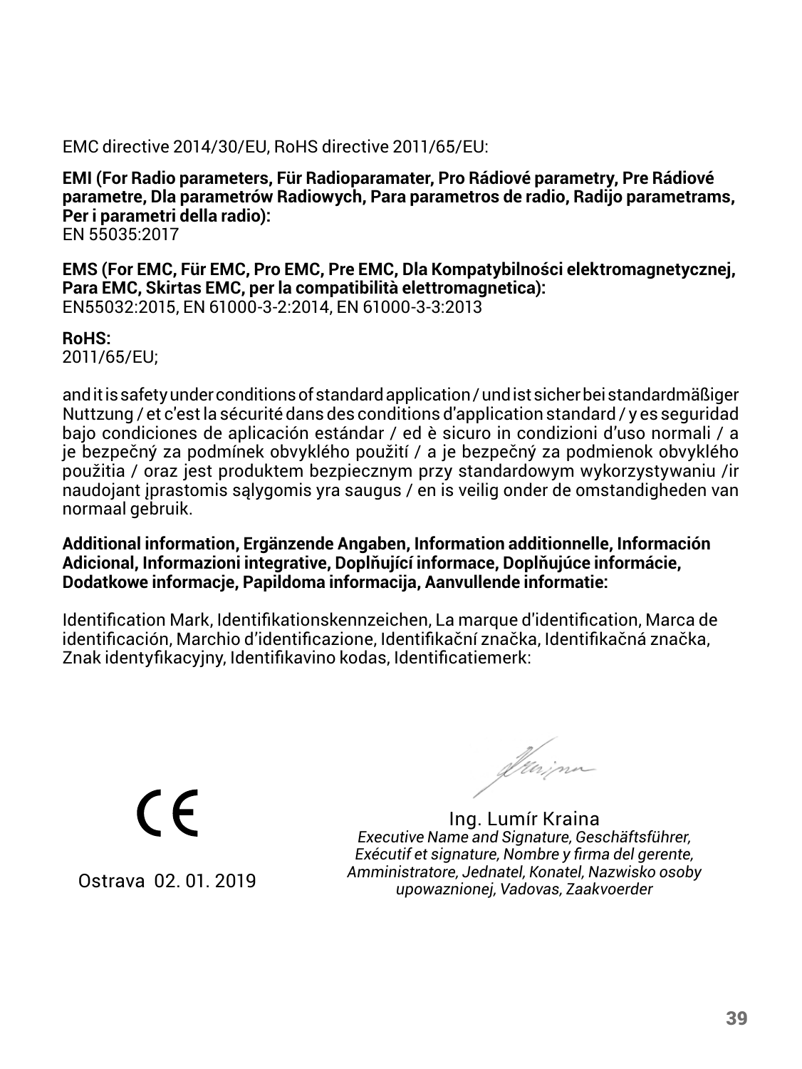EMC directive 2014/30/EU, RoHS directive 2011/65/EU:

**EMI (For Radio parameters, Für Radioparamater, Pro Rádiové parametry, Pre Rádiové parametre, Dla parametrów Radiowych, Para parametros de radio, Radijo parametrams, Per i parametri della radio):**
EN 55035:2017

**EMS (For EMC, Für EMC, Pro EMC, Pre EMC, Dla Kompatybilności elektromagnetycznej, Para EMC, Skirtas EMC, per la compatibilità elettromagnetica):**
EN55032:2015, EN 61000-3-2:2014, EN 61000-3-3:2013

**RoHS:**
2011/65/EU;

and it is safety under conditions of standard application / und ist sicher bei standardmäßiger Nuttzung / et c'est la sécurité dans des conditions d'application standard / y es seguridad bajo condiciones de aplicación estándar / ed è sicuro in condizioni d'uso normali / a je bezpečný za podmínek obvyklého použití / a je bezpečný za podmienok obvyklého použitia / oraz jest produktem bezpiecznym przy standardowym wykorzystywaniu /ir naudojant įprastomis sąlygomis yra saugus / en is veilig onder de omstandigheden van normaal gebruik.

**Additional information, Ergänzende Angaben, Information additionnelle, Información Adicional, Informazioni integrative, Doplňující informace, Doplňujúce informácie, Dodatkowe informacje, Papildoma informacija, Aanvullende informatie:**

Identification Mark, Identifikationskennzeichen, La marque d'identification, Marca de identificación, Marchio d'identificazione, Identifikační značka, Identifikačná značka, Znak identyfikacyjny, Identifikavino kodas, Identificatiemerk:

CE

Ostrava 02. 01. 2019

Ing. Lumír Kraina
*Executive Name and Signature, Geschäftsführer, Exécutif et signature, Nombre y firma del gerente, Amministratore, Jednatel, Konatel, Nazwisko osoby upowaznionej, Vadovas, Zaakvoerder*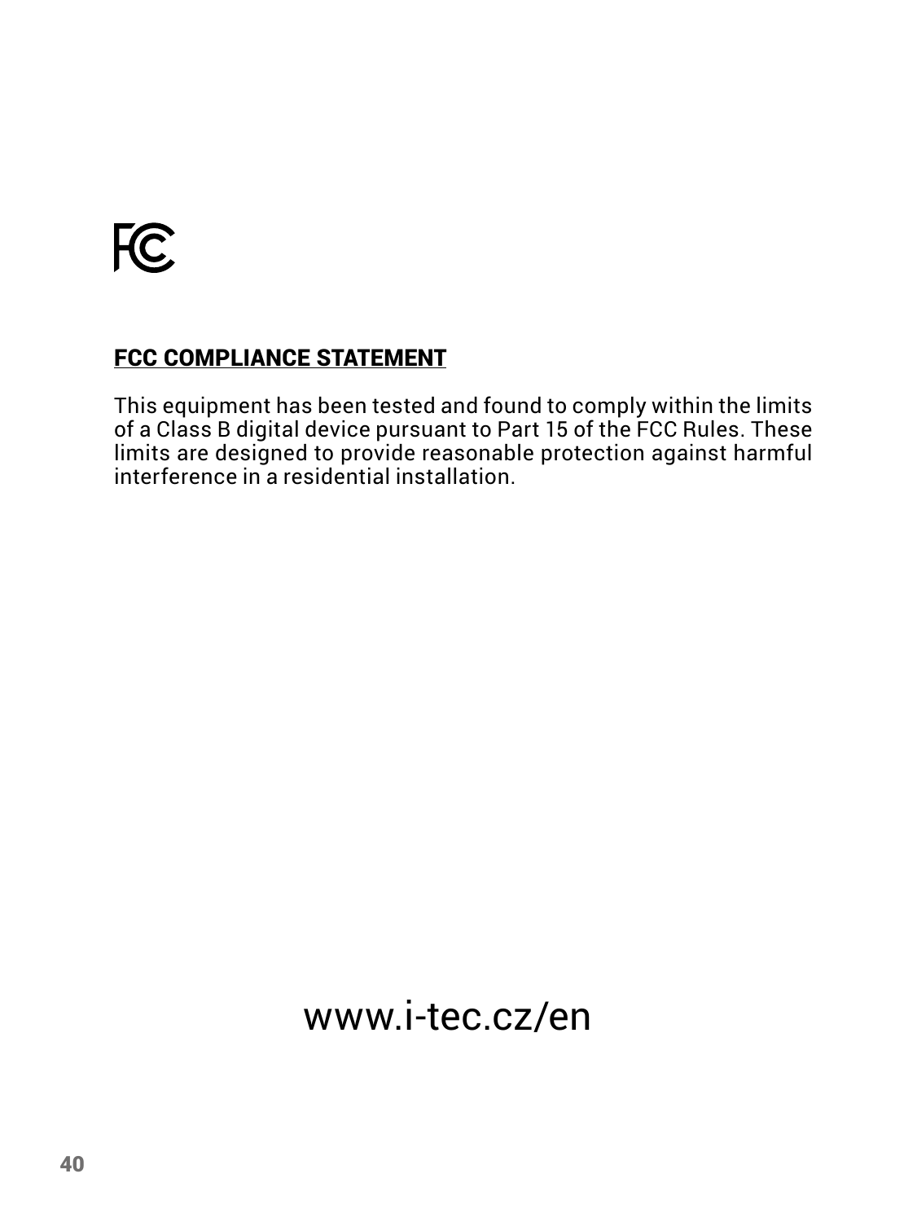## FCC COMPLIANCE STATEMENT

This equipment has been tested and found to comply within the limits of a Class B digital device pursuant to Part 15 of the FCC Rules. These limits are designed to provide reasonable protection against harmful interference in a residential installation.

www.i-tec.cz/en